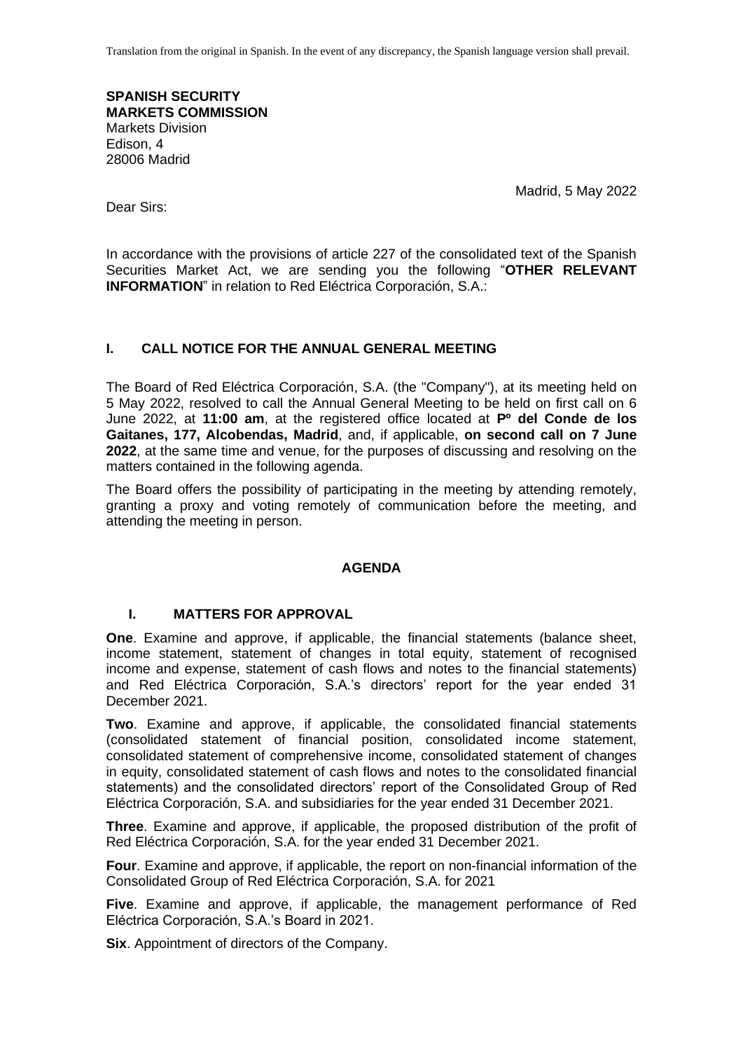Translation from the original in Spanish. In the event of any discrepancy, the Spanish language version shall prevail.

**SPANISH SECURITY MARKETS COMMISSION**
Markets Division
Edison, 4
28006 Madrid

Madrid, 5 May 2022

Dear Sirs:

In accordance with the provisions of article 227 of the consolidated text of the Spanish Securities Market Act, we are sending you the following "**OTHER RELEVANT INFORMATION**" in relation to Red Eléctrica Corporación, S.A.:

## I. CALL NOTICE FOR THE ANNUAL GENERAL MEETING

The Board of Red Eléctrica Corporación, S.A. (the "Company"), at its meeting held on 5 May 2022, resolved to call the Annual General Meeting to be held on first call on 6 June 2022, at **11:00 am**, at the registered office located at **Pº del Conde de los Gaitanes, 177, Alcobendas, Madrid**, and, if applicable, **on second call on 7 June 2022**, at the same time and venue, for the purposes of discussing and resolving on the matters contained in the following agenda.

The Board offers the possibility of participating in the meeting by attending remotely, granting a proxy and voting remotely of communication before the meeting, and attending the meeting in person.

## AGENDA

### I. MATTERS FOR APPROVAL

**One**. Examine and approve, if applicable, the financial statements (balance sheet, income statement, statement of changes in total equity, statement of recognised income and expense, statement of cash flows and notes to the financial statements) and Red Eléctrica Corporación, S.A.'s directors' report for the year ended 31 December 2021.

**Two**. Examine and approve, if applicable, the consolidated financial statements (consolidated statement of financial position, consolidated income statement, consolidated statement of comprehensive income, consolidated statement of changes in equity, consolidated statement of cash flows and notes to the consolidated financial statements) and the consolidated directors' report of the Consolidated Group of Red Eléctrica Corporación, S.A. and subsidiaries for the year ended 31 December 2021.

**Three**. Examine and approve, if applicable, the proposed distribution of the profit of Red Eléctrica Corporación, S.A. for the year ended 31 December 2021.

**Four**. Examine and approve, if applicable, the report on non-financial information of the Consolidated Group of Red Eléctrica Corporación, S.A. for 2021

**Five**. Examine and approve, if applicable, the management performance of Red Eléctrica Corporación, S.A.'s Board in 2021.

**Six**. Appointment of directors of the Company.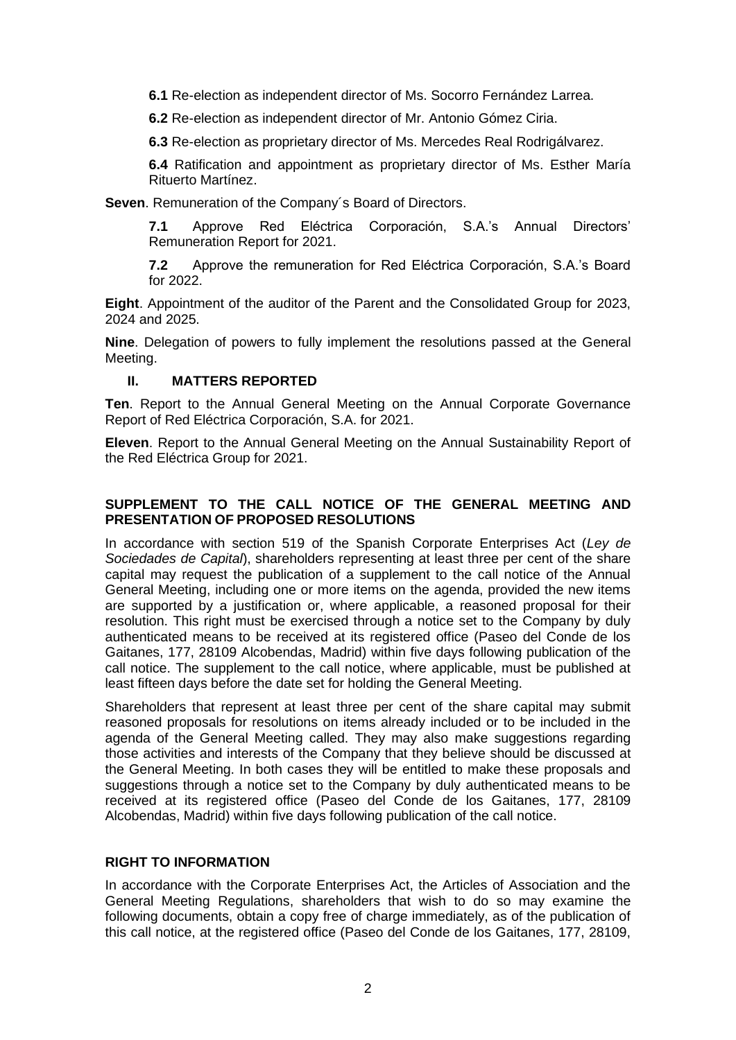**6.1** Re-election as independent director of Ms. Socorro Fernández Larrea.

**6.2** Re-election as independent director of Mr. Antonio Gómez Ciria.

**6.3** Re-election as proprietary director of Ms. Mercedes Real Rodrigálvarez.

**6.4** Ratification and appointment as proprietary director of Ms. Esther María Rituerto Martínez.

**Seven**. Remuneration of the Company´s Board of Directors.

**7.1** Approve Red Eléctrica Corporación, S.A.'s Annual Directors' Remuneration Report for 2021.

**7.2** Approve the remuneration for Red Eléctrica Corporación, S.A.'s Board for 2022.

**Eight**. Appointment of the auditor of the Parent and the Consolidated Group for 2023, 2024 and 2025.

**Nine**. Delegation of powers to fully implement the resolutions passed at the General Meeting.

### II. MATTERS REPORTED

**Ten**. Report to the Annual General Meeting on the Annual Corporate Governance Report of Red Eléctrica Corporación, S.A. for 2021.

**Eleven**. Report to the Annual General Meeting on the Annual Sustainability Report of the Red Eléctrica Group for 2021.

## SUPPLEMENT TO THE CALL NOTICE OF THE GENERAL MEETING AND PRESENTATION OF PROPOSED RESOLUTIONS

In accordance with section 519 of the Spanish Corporate Enterprises Act (*Ley de Sociedades de Capital*), shareholders representing at least three per cent of the share capital may request the publication of a supplement to the call notice of the Annual General Meeting, including one or more items on the agenda, provided the new items are supported by a justification or, where applicable, a reasoned proposal for their resolution. This right must be exercised through a notice set to the Company by duly authenticated means to be received at its registered office (Paseo del Conde de los Gaitanes, 177, 28109 Alcobendas, Madrid) within five days following publication of the call notice. The supplement to the call notice, where applicable, must be published at least fifteen days before the date set for holding the General Meeting.

Shareholders that represent at least three per cent of the share capital may submit reasoned proposals for resolutions on items already included or to be included in the agenda of the General Meeting called. They may also make suggestions regarding those activities and interests of the Company that they believe should be discussed at the General Meeting. In both cases they will be entitled to make these proposals and suggestions through a notice set to the Company by duly authenticated means to be received at its registered office (Paseo del Conde de los Gaitanes, 177, 28109 Alcobendas, Madrid) within five days following publication of the call notice.

## RIGHT TO INFORMATION

In accordance with the Corporate Enterprises Act, the Articles of Association and the General Meeting Regulations, shareholders that wish to do so may examine the following documents, obtain a copy free of charge immediately, as of the publication of this call notice, at the registered office (Paseo del Conde de los Gaitanes, 177, 28109,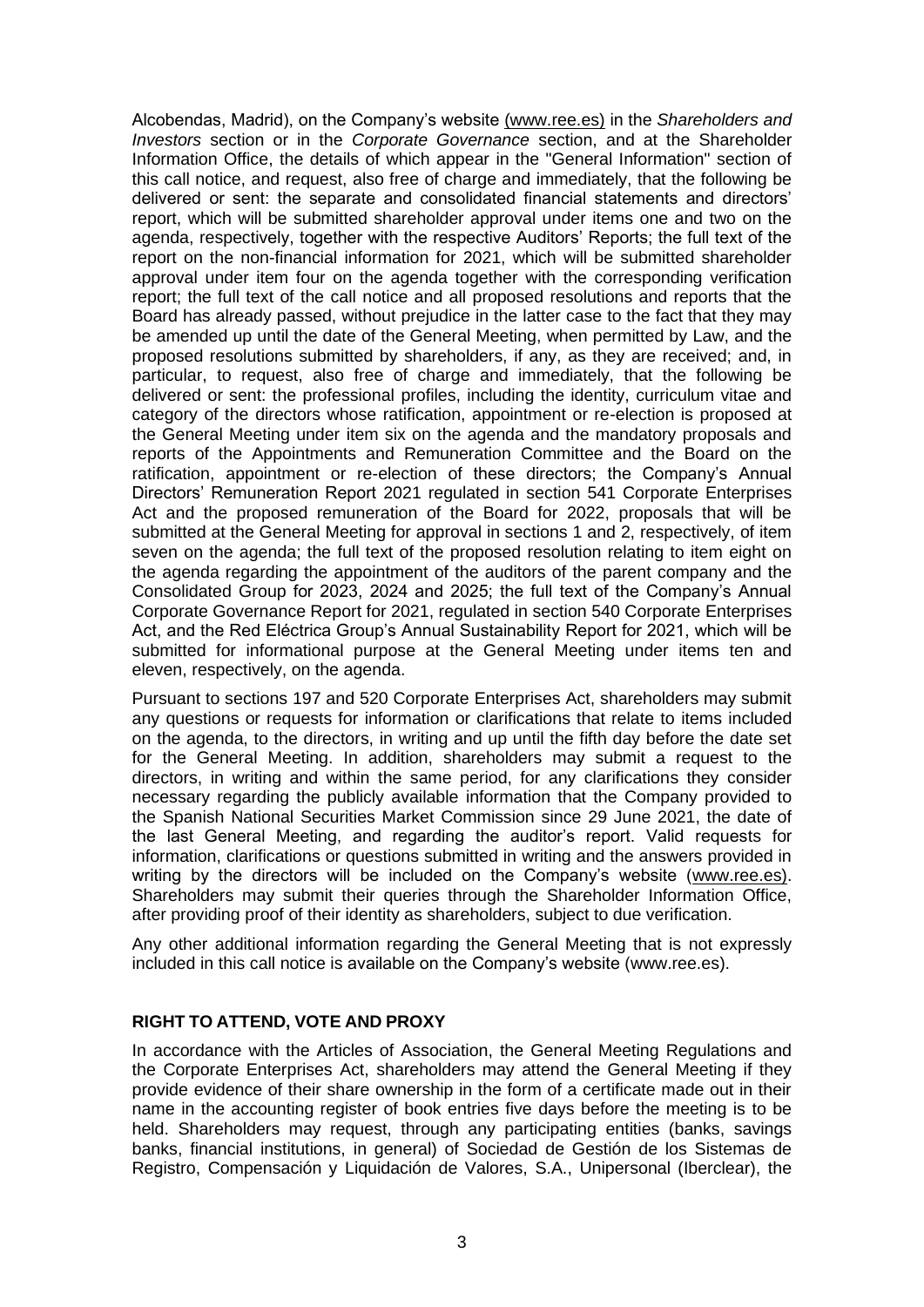Alcobendas, Madrid), on the Company's website (www.ree.es) in the *Shareholders and Investors* section or in the *Corporate Governance* section, and at the Shareholder Information Office, the details of which appear in the "General Information" section of this call notice, and request, also free of charge and immediately, that the following be delivered or sent: the separate and consolidated financial statements and directors' report, which will be submitted shareholder approval under items one and two on the agenda, respectively, together with the respective Auditors' Reports; the full text of the report on the non-financial information for 2021, which will be submitted shareholder approval under item four on the agenda together with the corresponding verification report; the full text of the call notice and all proposed resolutions and reports that the Board has already passed, without prejudice in the latter case to the fact that they may be amended up until the date of the General Meeting, when permitted by Law, and the proposed resolutions submitted by shareholders, if any, as they are received; and, in particular, to request, also free of charge and immediately, that the following be delivered or sent: the professional profiles, including the identity, curriculum vitae and category of the directors whose ratification, appointment or re-election is proposed at the General Meeting under item six on the agenda and the mandatory proposals and reports of the Appointments and Remuneration Committee and the Board on the ratification, appointment or re-election of these directors; the Company's Annual Directors' Remuneration Report 2021 regulated in section 541 Corporate Enterprises Act and the proposed remuneration of the Board for 2022, proposals that will be submitted at the General Meeting for approval in sections 1 and 2, respectively, of item seven on the agenda; the full text of the proposed resolution relating to item eight on the agenda regarding the appointment of the auditors of the parent company and the Consolidated Group for 2023, 2024 and 2025; the full text of the Company's Annual Corporate Governance Report for 2021, regulated in section 540 Corporate Enterprises Act, and the Red Eléctrica Group's Annual Sustainability Report for 2021, which will be submitted for informational purpose at the General Meeting under items ten and eleven, respectively, on the agenda.

Pursuant to sections 197 and 520 Corporate Enterprises Act, shareholders may submit any questions or requests for information or clarifications that relate to items included on the agenda, to the directors, in writing and up until the fifth day before the date set for the General Meeting. In addition, shareholders may submit a request to the directors, in writing and within the same period, for any clarifications they consider necessary regarding the publicly available information that the Company provided to the Spanish National Securities Market Commission since 29 June 2021, the date of the last General Meeting, and regarding the auditor's report. Valid requests for information, clarifications or questions submitted in writing and the answers provided in writing by the directors will be included on the Company's website (www.ree.es). Shareholders may submit their queries through the Shareholder Information Office, after providing proof of their identity as shareholders, subject to due verification.

Any other additional information regarding the General Meeting that is not expressly included in this call notice is available on the Company's website (www.ree.es).

**RIGHT TO ATTEND, VOTE AND PROXY**

In accordance with the Articles of Association, the General Meeting Regulations and the Corporate Enterprises Act, shareholders may attend the General Meeting if they provide evidence of their share ownership in the form of a certificate made out in their name in the accounting register of book entries five days before the meeting is to be held. Shareholders may request, through any participating entities (banks, savings banks, financial institutions, in general) of Sociedad de Gestión de los Sistemas de Registro, Compensación y Liquidación de Valores, S.A., Unipersonal (Iberclear), the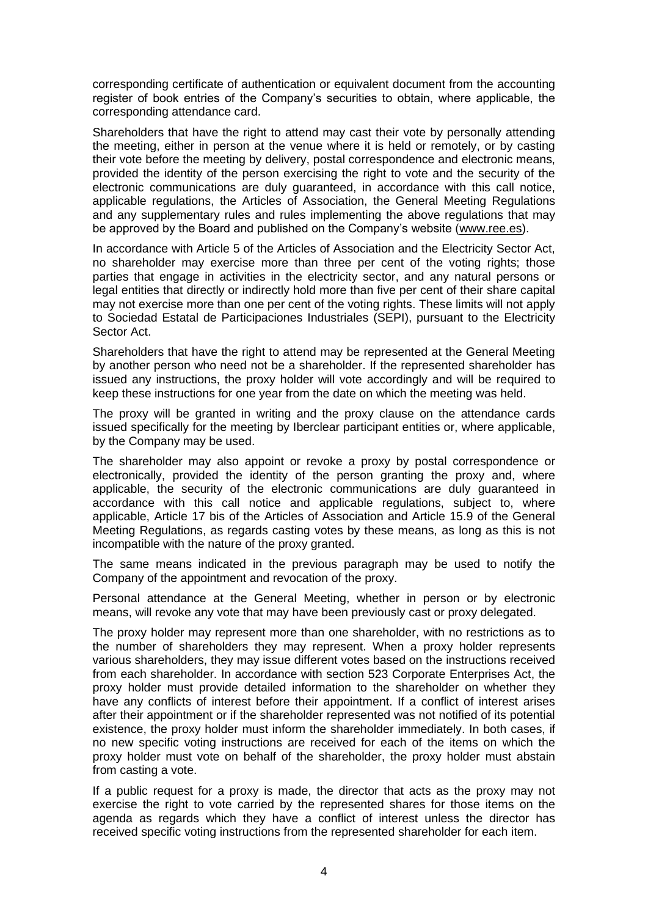corresponding certificate of authentication or equivalent document from the accounting register of book entries of the Company's securities to obtain, where applicable, the corresponding attendance card.

Shareholders that have the right to attend may cast their vote by personally attending the meeting, either in person at the venue where it is held or remotely, or by casting their vote before the meeting by delivery, postal correspondence and electronic means, provided the identity of the person exercising the right to vote and the security of the electronic communications are duly guaranteed, in accordance with this call notice, applicable regulations, the Articles of Association, the General Meeting Regulations and any supplementary rules and rules implementing the above regulations that may be approved by the Board and published on the Company's website (www.ree.es).

In accordance with Article 5 of the Articles of Association and the Electricity Sector Act, no shareholder may exercise more than three per cent of the voting rights; those parties that engage in activities in the electricity sector, and any natural persons or legal entities that directly or indirectly hold more than five per cent of their share capital may not exercise more than one per cent of the voting rights. These limits will not apply to Sociedad Estatal de Participaciones Industriales (SEPI), pursuant to the Electricity Sector Act.

Shareholders that have the right to attend may be represented at the General Meeting by another person who need not be a shareholder. If the represented shareholder has issued any instructions, the proxy holder will vote accordingly and will be required to keep these instructions for one year from the date on which the meeting was held.

The proxy will be granted in writing and the proxy clause on the attendance cards issued specifically for the meeting by Iberclear participant entities or, where applicable, by the Company may be used.

The shareholder may also appoint or revoke a proxy by postal correspondence or electronically, provided the identity of the person granting the proxy and, where applicable, the security of the electronic communications are duly guaranteed in accordance with this call notice and applicable regulations, subject to, where applicable, Article 17 bis of the Articles of Association and Article 15.9 of the General Meeting Regulations, as regards casting votes by these means, as long as this is not incompatible with the nature of the proxy granted.

The same means indicated in the previous paragraph may be used to notify the Company of the appointment and revocation of the proxy.

Personal attendance at the General Meeting, whether in person or by electronic means, will revoke any vote that may have been previously cast or proxy delegated.

The proxy holder may represent more than one shareholder, with no restrictions as to the number of shareholders they may represent. When a proxy holder represents various shareholders, they may issue different votes based on the instructions received from each shareholder. In accordance with section 523 Corporate Enterprises Act, the proxy holder must provide detailed information to the shareholder on whether they have any conflicts of interest before their appointment. If a conflict of interest arises after their appointment or if the shareholder represented was not notified of its potential existence, the proxy holder must inform the shareholder immediately. In both cases, if no new specific voting instructions are received for each of the items on which the proxy holder must vote on behalf of the shareholder, the proxy holder must abstain from casting a vote.

If a public request for a proxy is made, the director that acts as the proxy may not exercise the right to vote carried by the represented shares for those items on the agenda as regards which they have a conflict of interest unless the director has received specific voting instructions from the represented shareholder for each item.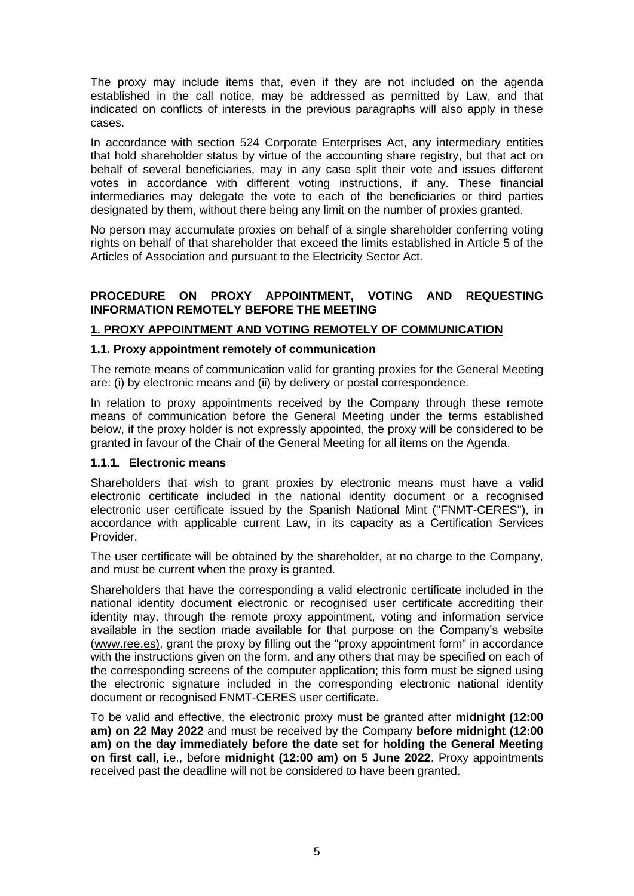The proxy may include items that, even if they are not included on the agenda established in the call notice, may be addressed as permitted by Law, and that indicated on conflicts of interests in the previous paragraphs will also apply in these cases.

In accordance with section 524 Corporate Enterprises Act, any intermediary entities that hold shareholder status by virtue of the accounting share registry, but that act on behalf of several beneficiaries, may in any case split their vote and issues different votes in accordance with different voting instructions, if any. These financial intermediaries may delegate the vote to each of the beneficiaries or third parties designated by them, without there being any limit on the number of proxies granted.

No person may accumulate proxies on behalf of a single shareholder conferring voting rights on behalf of that shareholder that exceed the limits established in Article 5 of the Articles of Association and pursuant to the Electricity Sector Act.

## PROCEDURE ON PROXY APPOINTMENT, VOTING AND REQUESTING INFORMATION REMOTELY BEFORE THE MEETING

### 1. PROXY APPOINTMENT AND VOTING REMOTELY OF COMMUNICATION

#### 1.1. Proxy appointment remotely of communication

The remote means of communication valid for granting proxies for the General Meeting are: (i) by electronic means and (ii) by delivery or postal correspondence.

In relation to proxy appointments received by the Company through these remote means of communication before the General Meeting under the terms established below, if the proxy holder is not expressly appointed, the proxy will be considered to be granted in favour of the Chair of the General Meeting for all items on the Agenda.

#### 1.1.1. Electronic means

Shareholders that wish to grant proxies by electronic means must have a valid electronic certificate included in the national identity document or a recognised electronic user certificate issued by the Spanish National Mint ("FNMT-CERES"), in accordance with applicable current Law, in its capacity as a Certification Services Provider.

The user certificate will be obtained by the shareholder, at no charge to the Company, and must be current when the proxy is granted.

Shareholders that have the corresponding a valid electronic certificate included in the national identity document electronic or recognised user certificate accrediting their identity may, through the remote proxy appointment, voting and information service available in the section made available for that purpose on the Company's website (www.ree.es), grant the proxy by filling out the "proxy appointment form" in accordance with the instructions given on the form, and any others that may be specified on each of the corresponding screens of the computer application; this form must be signed using the electronic signature included in the corresponding electronic national identity document or recognised FNMT-CERES user certificate.

To be valid and effective, the electronic proxy must be granted after **midnight (12:00 am) on 22 May 2022** and must be received by the Company **before midnight (12:00 am) on the day immediately before the date set for holding the General Meeting on first call**, i.e., before **midnight (12:00 am) on 5 June 2022**. Proxy appointments received past the deadline will not be considered to have been granted.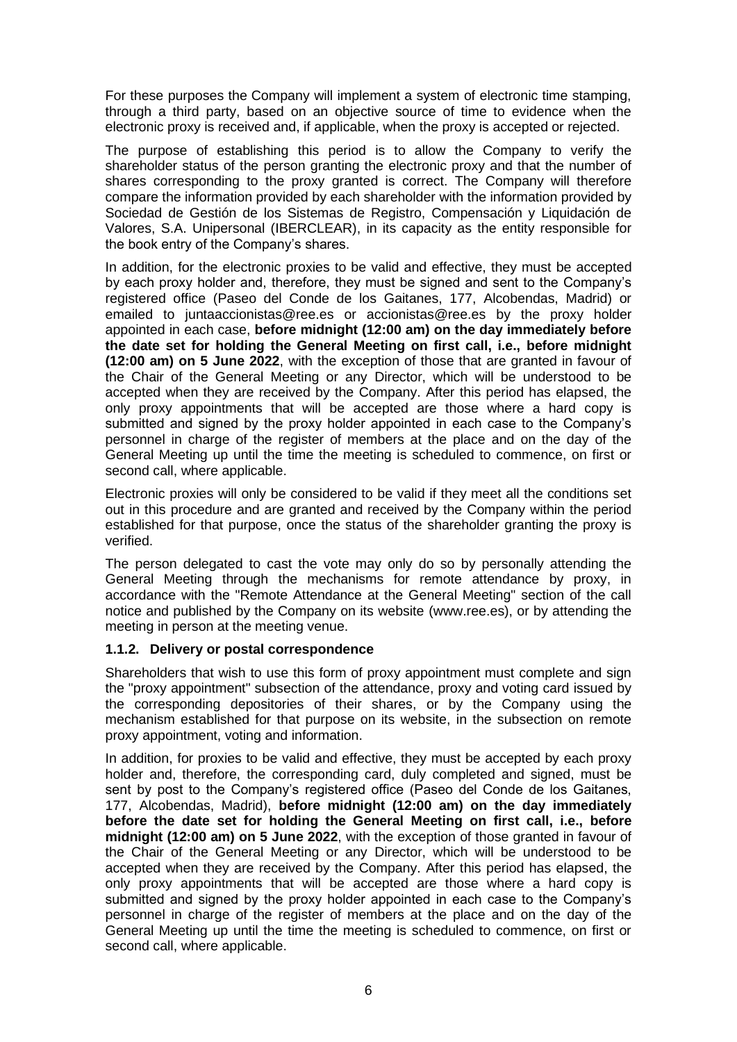For these purposes the Company will implement a system of electronic time stamping, through a third party, based on an objective source of time to evidence when the electronic proxy is received and, if applicable, when the proxy is accepted or rejected.

The purpose of establishing this period is to allow the Company to verify the shareholder status of the person granting the electronic proxy and that the number of shares corresponding to the proxy granted is correct. The Company will therefore compare the information provided by each shareholder with the information provided by Sociedad de Gestión de los Sistemas de Registro, Compensación y Liquidación de Valores, S.A. Unipersonal (IBERCLEAR), in its capacity as the entity responsible for the book entry of the Company's shares.

In addition, for the electronic proxies to be valid and effective, they must be accepted by each proxy holder and, therefore, they must be signed and sent to the Company's registered office (Paseo del Conde de los Gaitanes, 177, Alcobendas, Madrid) or emailed to juntaaccionistas@ree.es or accionistas@ree.es by the proxy holder appointed in each case, **before midnight (12:00 am) on the day immediately before the date set for holding the General Meeting on first call, i.e., before midnight (12:00 am) on 5 June 2022**, with the exception of those that are granted in favour of the Chair of the General Meeting or any Director, which will be understood to be accepted when they are received by the Company. After this period has elapsed, the only proxy appointments that will be accepted are those where a hard copy is submitted and signed by the proxy holder appointed in each case to the Company's personnel in charge of the register of members at the place and on the day of the General Meeting up until the time the meeting is scheduled to commence, on first or second call, where applicable.

Electronic proxies will only be considered to be valid if they meet all the conditions set out in this procedure and are granted and received by the Company within the period established for that purpose, once the status of the shareholder granting the proxy is verified.

The person delegated to cast the vote may only do so by personally attending the General Meeting through the mechanisms for remote attendance by proxy, in accordance with the "Remote Attendance at the General Meeting" section of the call notice and published by the Company on its website (www.ree.es), or by attending the meeting in person at the meeting venue.

#### 1.1.2. Delivery or postal correspondence

Shareholders that wish to use this form of proxy appointment must complete and sign the "proxy appointment" subsection of the attendance, proxy and voting card issued by the corresponding depositories of their shares, or by the Company using the mechanism established for that purpose on its website, in the subsection on remote proxy appointment, voting and information.

In addition, for proxies to be valid and effective, they must be accepted by each proxy holder and, therefore, the corresponding card, duly completed and signed, must be sent by post to the Company's registered office (Paseo del Conde de los Gaitanes, 177, Alcobendas, Madrid), **before midnight (12:00 am) on the day immediately before the date set for holding the General Meeting on first call, i.e., before midnight (12:00 am) on 5 June 2022**, with the exception of those granted in favour of the Chair of the General Meeting or any Director, which will be understood to be accepted when they are received by the Company. After this period has elapsed, the only proxy appointments that will be accepted are those where a hard copy is submitted and signed by the proxy holder appointed in each case to the Company's personnel in charge of the register of members at the place and on the day of the General Meeting up until the time the meeting is scheduled to commence, on first or second call, where applicable.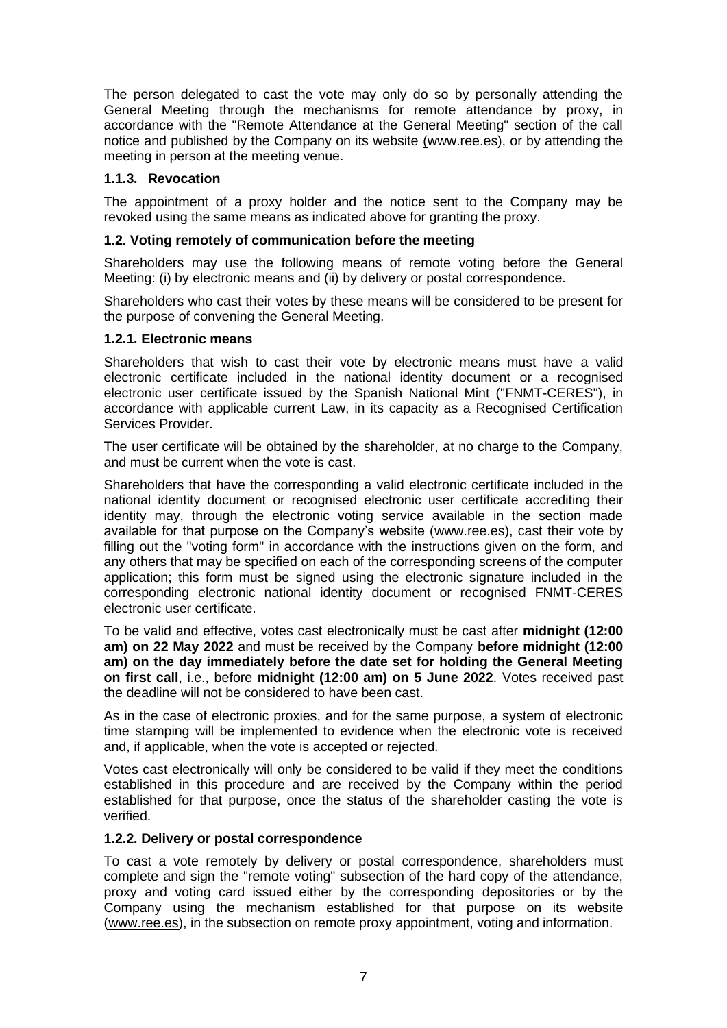The person delegated to cast the vote may only do so by personally attending the General Meeting through the mechanisms for remote attendance by proxy, in accordance with the "Remote Attendance at the General Meeting" section of the call notice and published by the Company on its website (www.ree.es), or by attending the meeting in person at the meeting venue.

### 1.1.3. Revocation

The appointment of a proxy holder and the notice sent to the Company may be revoked using the same means as indicated above for granting the proxy.

### 1.2. Voting remotely of communication before the meeting

Shareholders may use the following means of remote voting before the General Meeting: (i) by electronic means and (ii) by delivery or postal correspondence.

Shareholders who cast their votes by these means will be considered to be present for the purpose of convening the General Meeting.

### 1.2.1. Electronic means

Shareholders that wish to cast their vote by electronic means must have a valid electronic certificate included in the national identity document or a recognised electronic user certificate issued by the Spanish National Mint ("FNMT-CERES"), in accordance with applicable current Law, in its capacity as a Recognised Certification Services Provider.

The user certificate will be obtained by the shareholder, at no charge to the Company, and must be current when the vote is cast.

Shareholders that have the corresponding a valid electronic certificate included in the national identity document or recognised electronic user certificate accrediting their identity may, through the electronic voting service available in the section made available for that purpose on the Company's website (www.ree.es), cast their vote by filling out the "voting form" in accordance with the instructions given on the form, and any others that may be specified on each of the corresponding screens of the computer application; this form must be signed using the electronic signature included in the corresponding electronic national identity document or recognised FNMT-CERES electronic user certificate.

To be valid and effective, votes cast electronically must be cast after **midnight (12:00 am) on 22 May 2022** and must be received by the Company **before midnight (12:00 am) on the day immediately before the date set for holding the General Meeting on first call**, i.e., before **midnight (12:00 am) on 5 June 2022**. Votes received past the deadline will not be considered to have been cast.

As in the case of electronic proxies, and for the same purpose, a system of electronic time stamping will be implemented to evidence when the electronic vote is received and, if applicable, when the vote is accepted or rejected.

Votes cast electronically will only be considered to be valid if they meet the conditions established in this procedure and are received by the Company within the period established for that purpose, once the status of the shareholder casting the vote is verified.

### 1.2.2. Delivery or postal correspondence

To cast a vote remotely by delivery or postal correspondence, shareholders must complete and sign the "remote voting" subsection of the hard copy of the attendance, proxy and voting card issued either by the corresponding depositories or by the Company using the mechanism established for that purpose on its website (www.ree.es), in the subsection on remote proxy appointment, voting and information.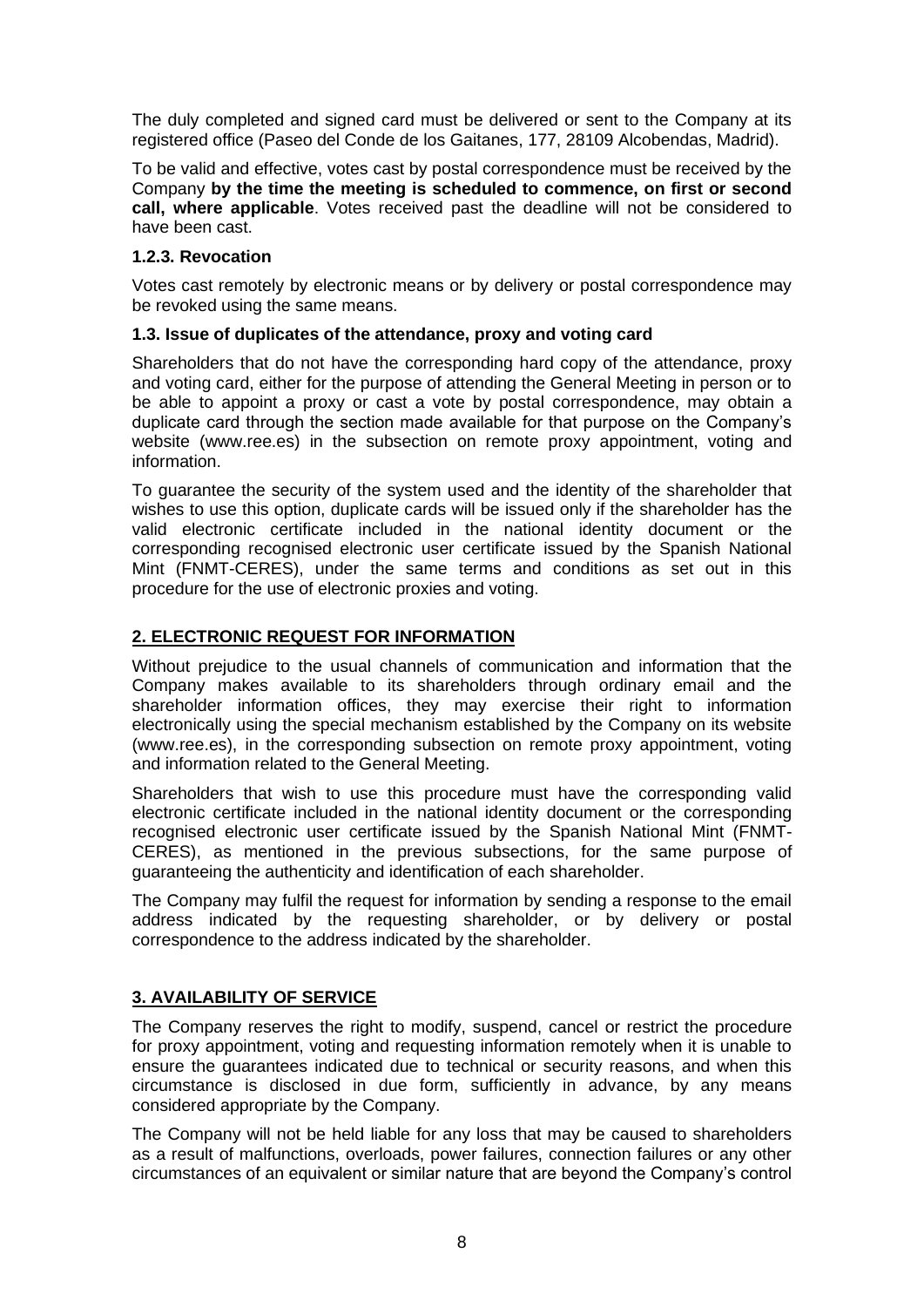The duly completed and signed card must be delivered or sent to the Company at its registered office (Paseo del Conde de los Gaitanes, 177, 28109 Alcobendas, Madrid).

To be valid and effective, votes cast by postal correspondence must be received by the Company **by the time the meeting is scheduled to commence, on first or second call, where applicable**. Votes received past the deadline will not be considered to have been cast.

#### 1.2.3. Revocation

Votes cast remotely by electronic means or by delivery or postal correspondence may be revoked using the same means.

### 1.3. Issue of duplicates of the attendance, proxy and voting card

Shareholders that do not have the corresponding hard copy of the attendance, proxy and voting card, either for the purpose of attending the General Meeting in person or to be able to appoint a proxy or cast a vote by postal correspondence, may obtain a duplicate card through the section made available for that purpose on the Company's website (www.ree.es) in the subsection on remote proxy appointment, voting and information.

To guarantee the security of the system used and the identity of the shareholder that wishes to use this option, duplicate cards will be issued only if the shareholder has the valid electronic certificate included in the national identity document or the corresponding recognised electronic user certificate issued by the Spanish National Mint (FNMT-CERES), under the same terms and conditions as set out in this procedure for the use of electronic proxies and voting.

## 2. ELECTRONIC REQUEST FOR INFORMATION

Without prejudice to the usual channels of communication and information that the Company makes available to its shareholders through ordinary email and the shareholder information offices, they may exercise their right to information electronically using the special mechanism established by the Company on its website (www.ree.es), in the corresponding subsection on remote proxy appointment, voting and information related to the General Meeting.

Shareholders that wish to use this procedure must have the corresponding valid electronic certificate included in the national identity document or the corresponding recognised electronic user certificate issued by the Spanish National Mint (FNMT-CERES), as mentioned in the previous subsections, for the same purpose of guaranteeing the authenticity and identification of each shareholder.

The Company may fulfil the request for information by sending a response to the email address indicated by the requesting shareholder, or by delivery or postal correspondence to the address indicated by the shareholder.

## 3. AVAILABILITY OF SERVICE

The Company reserves the right to modify, suspend, cancel or restrict the procedure for proxy appointment, voting and requesting information remotely when it is unable to ensure the guarantees indicated due to technical or security reasons, and when this circumstance is disclosed in due form, sufficiently in advance, by any means considered appropriate by the Company.

The Company will not be held liable for any loss that may be caused to shareholders as a result of malfunctions, overloads, power failures, connection failures or any other circumstances of an equivalent or similar nature that are beyond the Company's control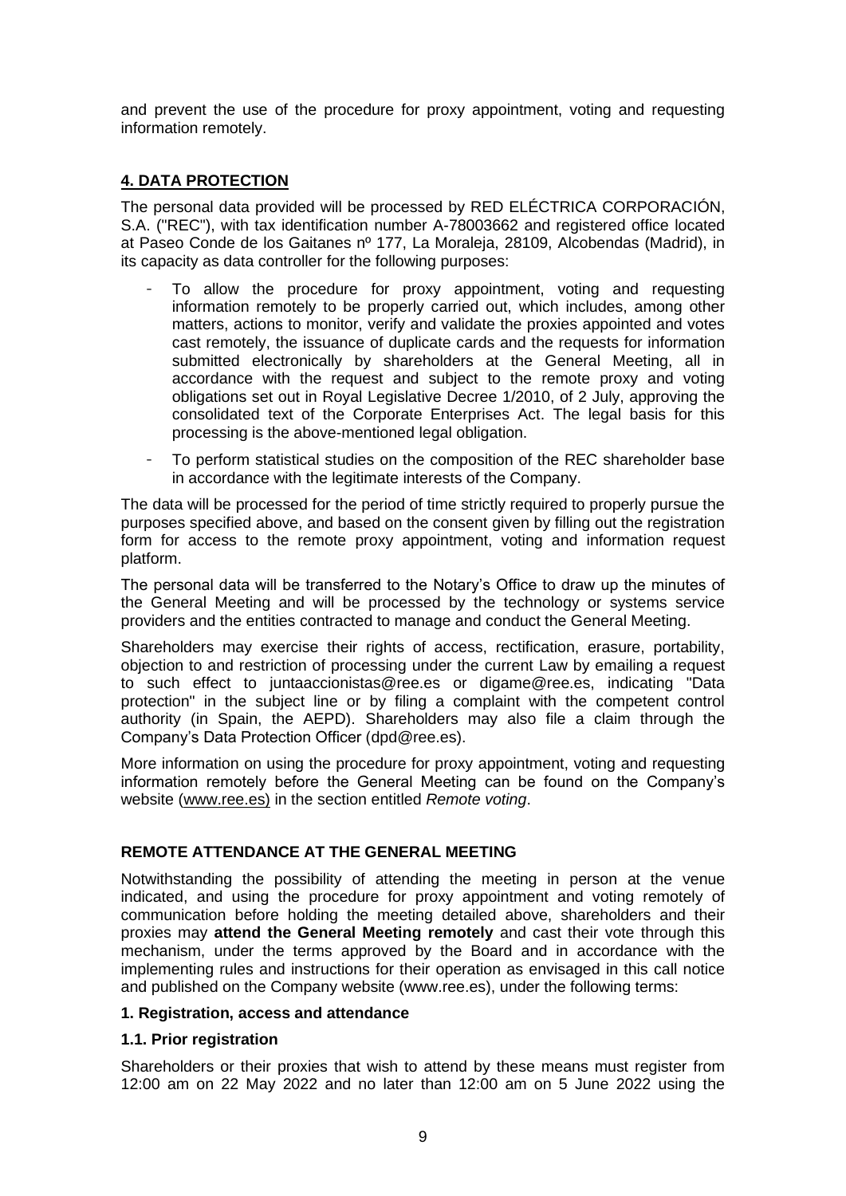and prevent the use of the procedure for proxy appointment, voting and requesting information remotely.

## 4. DATA PROTECTION

The personal data provided will be processed by RED ELÉCTRICA CORPORACIÓN, S.A. ("REC"), with tax identification number A-78003662 and registered office located at Paseo Conde de los Gaitanes nº 177, La Moraleja, 28109, Alcobendas (Madrid), in its capacity as data controller for the following purposes:

- To allow the procedure for proxy appointment, voting and requesting information remotely to be properly carried out, which includes, among other matters, actions to monitor, verify and validate the proxies appointed and votes cast remotely, the issuance of duplicate cards and the requests for information submitted electronically by shareholders at the General Meeting, all in accordance with the request and subject to the remote proxy and voting obligations set out in Royal Legislative Decree 1/2010, of 2 July, approving the consolidated text of the Corporate Enterprises Act. The legal basis for this processing is the above-mentioned legal obligation.
- To perform statistical studies on the composition of the REC shareholder base in accordance with the legitimate interests of the Company.

The data will be processed for the period of time strictly required to properly pursue the purposes specified above, and based on the consent given by filling out the registration form for access to the remote proxy appointment, voting and information request platform.

The personal data will be transferred to the Notary's Office to draw up the minutes of the General Meeting and will be processed by the technology or systems service providers and the entities contracted to manage and conduct the General Meeting.

Shareholders may exercise their rights of access, rectification, erasure, portability, objection to and restriction of processing under the current Law by emailing a request to such effect to juntaaccionistas@ree.es or digame@ree.es, indicating "Data protection" in the subject line or by filing a complaint with the competent control authority (in Spain, the AEPD). Shareholders may also file a claim through the Company's Data Protection Officer (dpd@ree.es).

More information on using the procedure for proxy appointment, voting and requesting information remotely before the General Meeting can be found on the Company's website (www.ree.es) in the section entitled *Remote voting*.

## REMOTE ATTENDANCE AT THE GENERAL MEETING

Notwithstanding the possibility of attending the meeting in person at the venue indicated, and using the procedure for proxy appointment and voting remotely of communication before holding the meeting detailed above, shareholders and their proxies may **attend the General Meeting remotely** and cast their vote through this mechanism, under the terms approved by the Board and in accordance with the implementing rules and instructions for their operation as envisaged in this call notice and published on the Company website (www.ree.es), under the following terms:

### 1. Registration, access and attendance

### 1.1. Prior registration

Shareholders or their proxies that wish to attend by these means must register from 12:00 am on 22 May 2022 and no later than 12:00 am on 5 June 2022 using the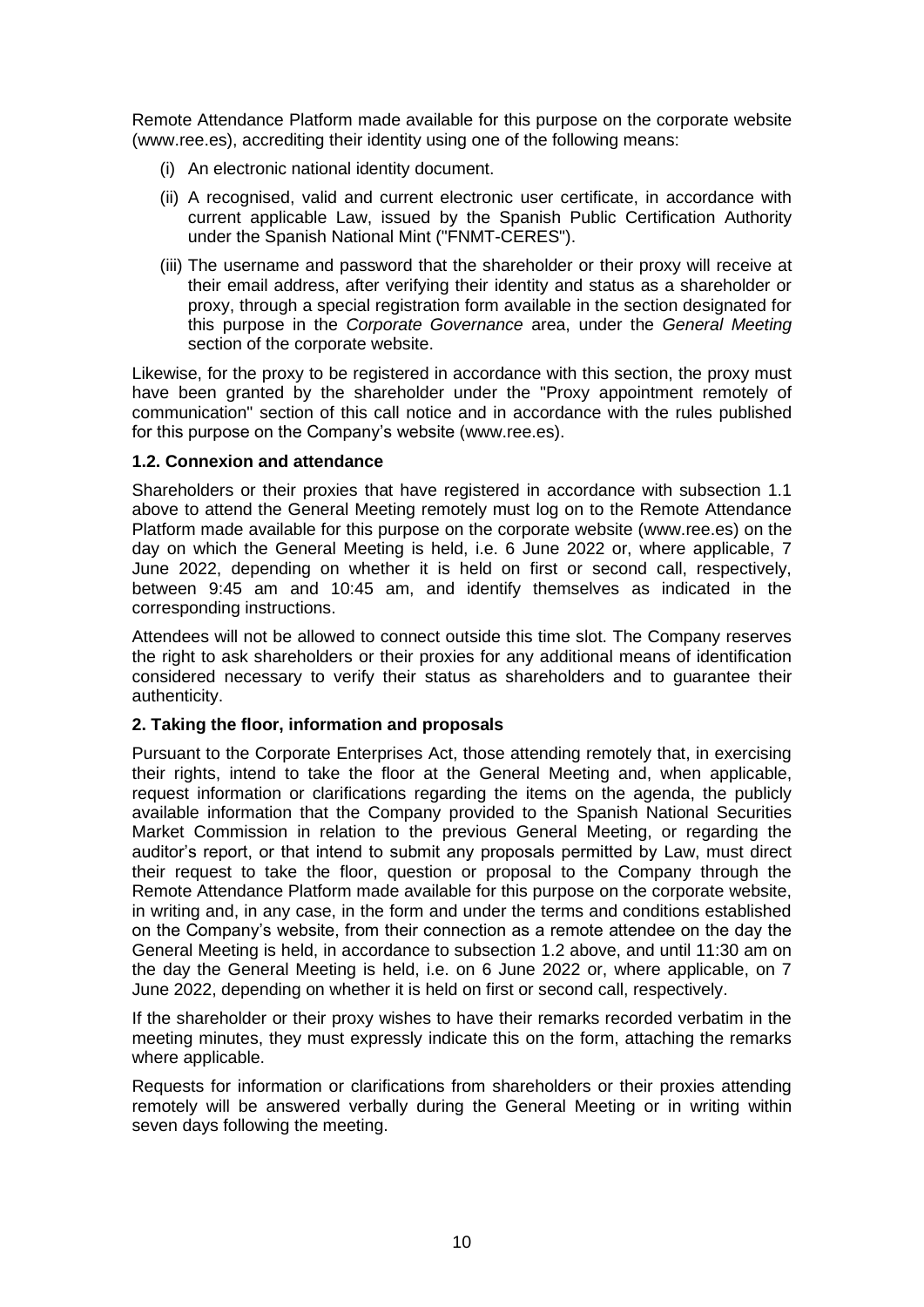Remote Attendance Platform made available for this purpose on the corporate website (www.ree.es), accrediting their identity using one of the following means:

(i) An electronic national identity document.

(ii) A recognised, valid and current electronic user certificate, in accordance with current applicable Law, issued by the Spanish Public Certification Authority under the Spanish National Mint ("FNMT-CERES").

(iii) The username and password that the shareholder or their proxy will receive at their email address, after verifying their identity and status as a shareholder or proxy, through a special registration form available in the section designated for this purpose in the *Corporate Governance* area, under the *General Meeting* section of the corporate website.

Likewise, for the proxy to be registered in accordance with this section, the proxy must have been granted by the shareholder under the "Proxy appointment remotely of communication" section of this call notice and in accordance with the rules published for this purpose on the Company's website (www.ree.es).

**1.2. Connexion and attendance**

Shareholders or their proxies that have registered in accordance with subsection 1.1 above to attend the General Meeting remotely must log on to the Remote Attendance Platform made available for this purpose on the corporate website (www.ree.es) on the day on which the General Meeting is held, i.e. 6 June 2022 or, where applicable, 7 June 2022, depending on whether it is held on first or second call, respectively, between 9:45 am and 10:45 am, and identify themselves as indicated in the corresponding instructions.

Attendees will not be allowed to connect outside this time slot. The Company reserves the right to ask shareholders or their proxies for any additional means of identification considered necessary to verify their status as shareholders and to guarantee their authenticity.

**2. Taking the floor, information and proposals**

Pursuant to the Corporate Enterprises Act, those attending remotely that, in exercising their rights, intend to take the floor at the General Meeting and, when applicable, request information or clarifications regarding the items on the agenda, the publicly available information that the Company provided to the Spanish National Securities Market Commission in relation to the previous General Meeting, or regarding the auditor's report, or that intend to submit any proposals permitted by Law, must direct their request to take the floor, question or proposal to the Company through the Remote Attendance Platform made available for this purpose on the corporate website, in writing and, in any case, in the form and under the terms and conditions established on the Company's website, from their connection as a remote attendee on the day the General Meeting is held, in accordance to subsection 1.2 above, and until 11:30 am on the day the General Meeting is held, i.e. on 6 June 2022 or, where applicable, on 7 June 2022, depending on whether it is held on first or second call, respectively.

If the shareholder or their proxy wishes to have their remarks recorded verbatim in the meeting minutes, they must expressly indicate this on the form, attaching the remarks where applicable.

Requests for information or clarifications from shareholders or their proxies attending remotely will be answered verbally during the General Meeting or in writing within seven days following the meeting.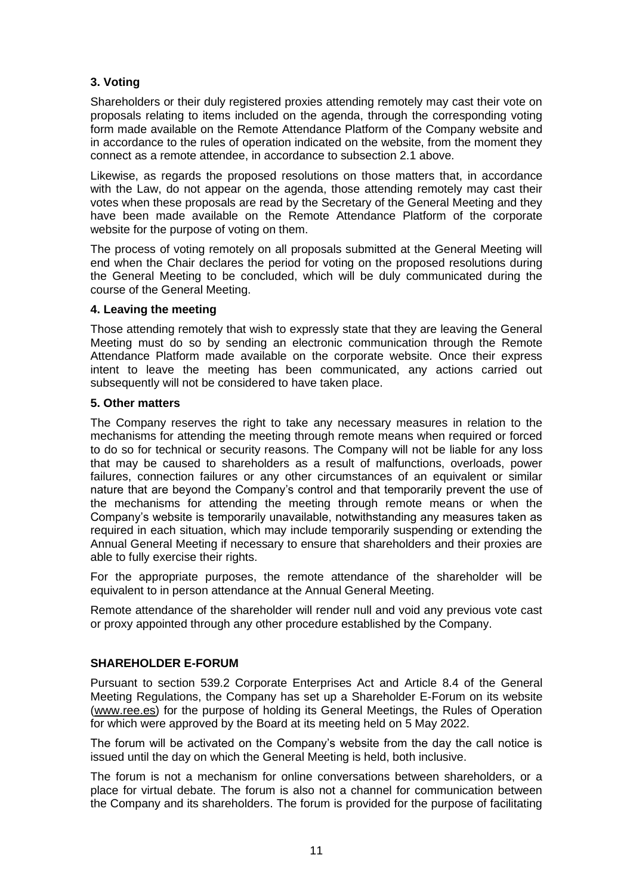### 3. Voting

Shareholders or their duly registered proxies attending remotely may cast their vote on proposals relating to items included on the agenda, through the corresponding voting form made available on the Remote Attendance Platform of the Company website and in accordance to the rules of operation indicated on the website, from the moment they connect as a remote attendee, in accordance to subsection 2.1 above.

Likewise, as regards the proposed resolutions on those matters that, in accordance with the Law, do not appear on the agenda, those attending remotely may cast their votes when these proposals are read by the Secretary of the General Meeting and they have been made available on the Remote Attendance Platform of the corporate website for the purpose of voting on them.

The process of voting remotely on all proposals submitted at the General Meeting will end when the Chair declares the period for voting on the proposed resolutions during the General Meeting to be concluded, which will be duly communicated during the course of the General Meeting.

### 4. Leaving the meeting

Those attending remotely that wish to expressly state that they are leaving the General Meeting must do so by sending an electronic communication through the Remote Attendance Platform made available on the corporate website. Once their express intent to leave the meeting has been communicated, any actions carried out subsequently will not be considered to have taken place.

### 5. Other matters

The Company reserves the right to take any necessary measures in relation to the mechanisms for attending the meeting through remote means when required or forced to do so for technical or security reasons. The Company will not be liable for any loss that may be caused to shareholders as a result of malfunctions, overloads, power failures, connection failures or any other circumstances of an equivalent or similar nature that are beyond the Company's control and that temporarily prevent the use of the mechanisms for attending the meeting through remote means or when the Company's website is temporarily unavailable, notwithstanding any measures taken as required in each situation, which may include temporarily suspending or extending the Annual General Meeting if necessary to ensure that shareholders and their proxies are able to fully exercise their rights.

For the appropriate purposes, the remote attendance of the shareholder will be equivalent to in person attendance at the Annual General Meeting.

Remote attendance of the shareholder will render null and void any previous vote cast or proxy appointed through any other procedure established by the Company.

## SHAREHOLDER E-FORUM

Pursuant to section 539.2 Corporate Enterprises Act and Article 8.4 of the General Meeting Regulations, the Company has set up a Shareholder E-Forum on its website (www.ree.es) for the purpose of holding its General Meetings, the Rules of Operation for which were approved by the Board at its meeting held on 5 May 2022.

The forum will be activated on the Company's website from the day the call notice is issued until the day on which the General Meeting is held, both inclusive.

The forum is not a mechanism for online conversations between shareholders, or a place for virtual debate. The forum is also not a channel for communication between the Company and its shareholders. The forum is provided for the purpose of facilitating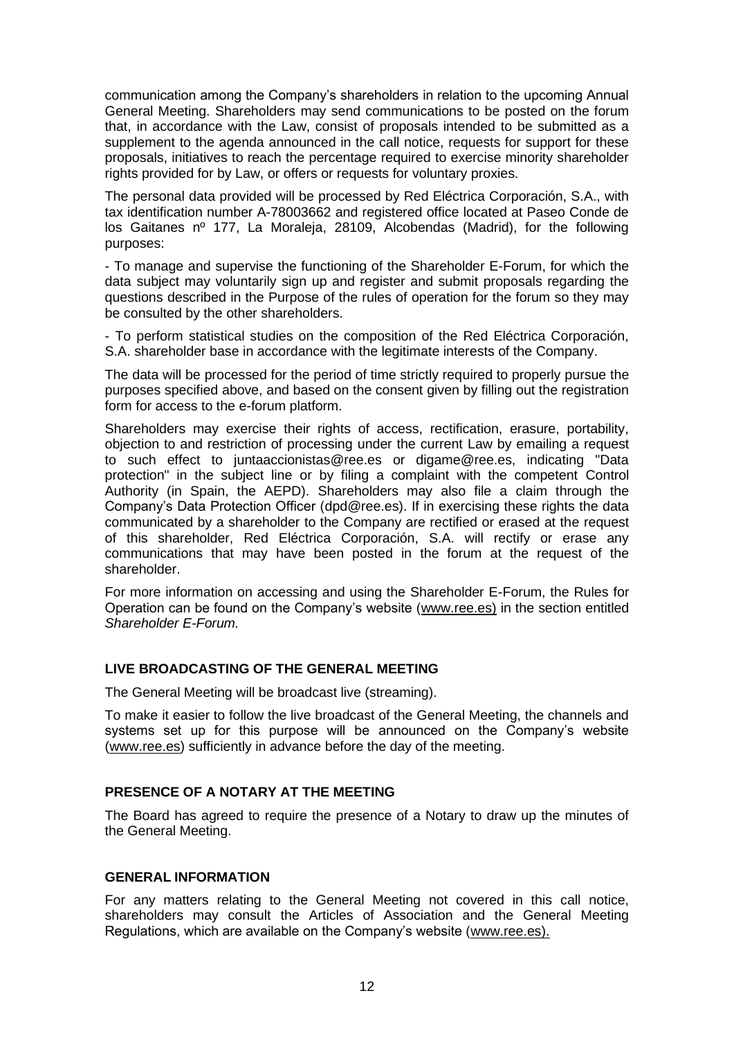communication among the Company's shareholders in relation to the upcoming Annual General Meeting. Shareholders may send communications to be posted on the forum that, in accordance with the Law, consist of proposals intended to be submitted as a supplement to the agenda announced in the call notice, requests for support for these proposals, initiatives to reach the percentage required to exercise minority shareholder rights provided for by Law, or offers or requests for voluntary proxies.

The personal data provided will be processed by Red Eléctrica Corporación, S.A., with tax identification number A-78003662 and registered office located at Paseo Conde de los Gaitanes nº 177, La Moraleja, 28109, Alcobendas (Madrid), for the following purposes:

- To manage and supervise the functioning of the Shareholder E-Forum, for which the data subject may voluntarily sign up and register and submit proposals regarding the questions described in the Purpose of the rules of operation for the forum so they may be consulted by the other shareholders.

- To perform statistical studies on the composition of the Red Eléctrica Corporación, S.A. shareholder base in accordance with the legitimate interests of the Company.

The data will be processed for the period of time strictly required to properly pursue the purposes specified above, and based on the consent given by filling out the registration form for access to the e-forum platform.

Shareholders may exercise their rights of access, rectification, erasure, portability, objection to and restriction of processing under the current Law by emailing a request to such effect to juntaaccionistas@ree.es or digame@ree.es, indicating "Data protection" in the subject line or by filing a complaint with the competent Control Authority (in Spain, the AEPD). Shareholders may also file a claim through the Company's Data Protection Officer (dpd@ree.es). If in exercising these rights the data communicated by a shareholder to the Company are rectified or erased at the request of this shareholder, Red Eléctrica Corporación, S.A. will rectify or erase any communications that may have been posted in the forum at the request of the shareholder.

For more information on accessing and using the Shareholder E-Forum, the Rules for Operation can be found on the Company's website (www.ree.es) in the section entitled *Shareholder E-Forum.*

**LIVE BROADCASTING OF THE GENERAL MEETING**

The General Meeting will be broadcast live (streaming).

To make it easier to follow the live broadcast of the General Meeting, the channels and systems set up for this purpose will be announced on the Company's website (www.ree.es) sufficiently in advance before the day of the meeting.

**PRESENCE OF A NOTARY AT THE MEETING**

The Board has agreed to require the presence of a Notary to draw up the minutes of the General Meeting.

**GENERAL INFORMATION**

For any matters relating to the General Meeting not covered in this call notice, shareholders may consult the Articles of Association and the General Meeting Regulations, which are available on the Company's website (www.ree.es).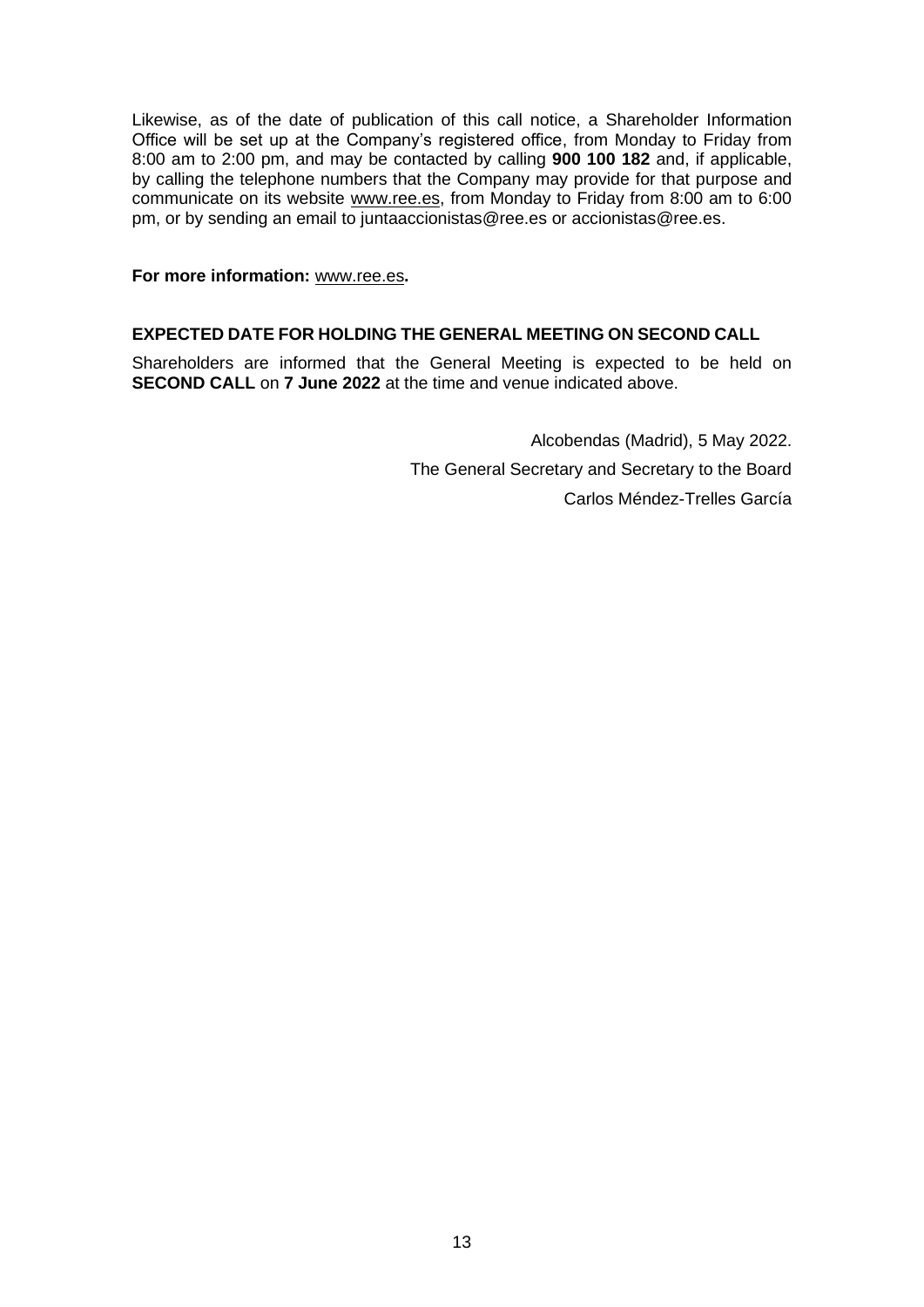Likewise, as of the date of publication of this call notice, a Shareholder Information Office will be set up at the Company's registered office, from Monday to Friday from 8:00 am to 2:00 pm, and may be contacted by calling **900 100 182** and, if applicable, by calling the telephone numbers that the Company may provide for that purpose and communicate on its website www.ree.es, from Monday to Friday from 8:00 am to 6:00 pm, or by sending an email to juntaaccionistas@ree.es or accionistas@ree.es.

**For more information:** www.ree.es**.**

**EXPECTED DATE FOR HOLDING THE GENERAL MEETING ON SECOND CALL**

Shareholders are informed that the General Meeting is expected to be held on **SECOND CALL** on **7 June 2022** at the time and venue indicated above.

Alcobendas (Madrid), 5 May 2022.

The General Secretary and Secretary to the Board

Carlos Méndez-Trelles García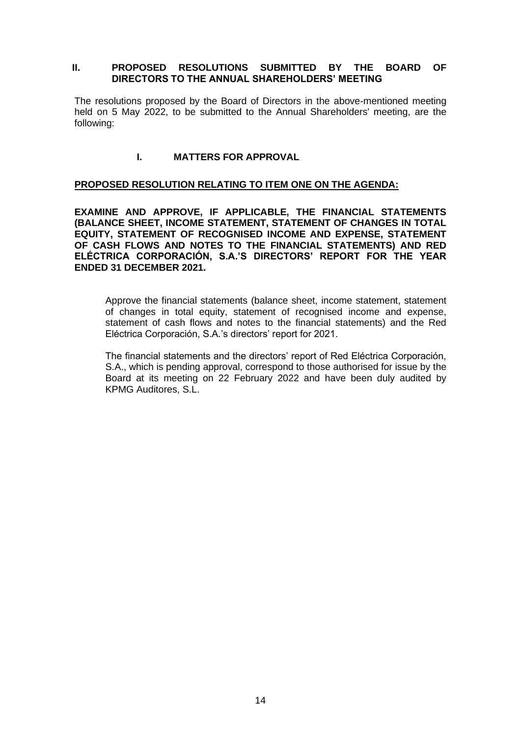## II. PROPOSED RESOLUTIONS SUBMITTED BY THE BOARD OF DIRECTORS TO THE ANNUAL SHAREHOLDERS' MEETING

The resolutions proposed by the Board of Directors in the above-mentioned meeting held on 5 May 2022, to be submitted to the Annual Shareholders' meeting, are the following:

### I. MATTERS FOR APPROVAL

**<u>PROPOSED RESOLUTION RELATING TO ITEM ONE ON THE AGENDA:</u>**

**EXAMINE AND APPROVE, IF APPLICABLE, THE FINANCIAL STATEMENTS (BALANCE SHEET, INCOME STATEMENT, STATEMENT OF CHANGES IN TOTAL EQUITY, STATEMENT OF RECOGNISED INCOME AND EXPENSE, STATEMENT OF CASH FLOWS AND NOTES TO THE FINANCIAL STATEMENTS) AND RED ELÉCTRICA CORPORACIÓN, S.A.'S DIRECTORS' REPORT FOR THE YEAR ENDED 31 DECEMBER 2021.**

Approve the financial statements (balance sheet, income statement, statement of changes in total equity, statement of recognised income and expense, statement of cash flows and notes to the financial statements) and the Red Eléctrica Corporación, S.A.'s directors' report for 2021.

The financial statements and the directors' report of Red Eléctrica Corporación, S.A., which is pending approval, correspond to those authorised for issue by the Board at its meeting on 22 February 2022 and have been duly audited by KPMG Auditores, S.L.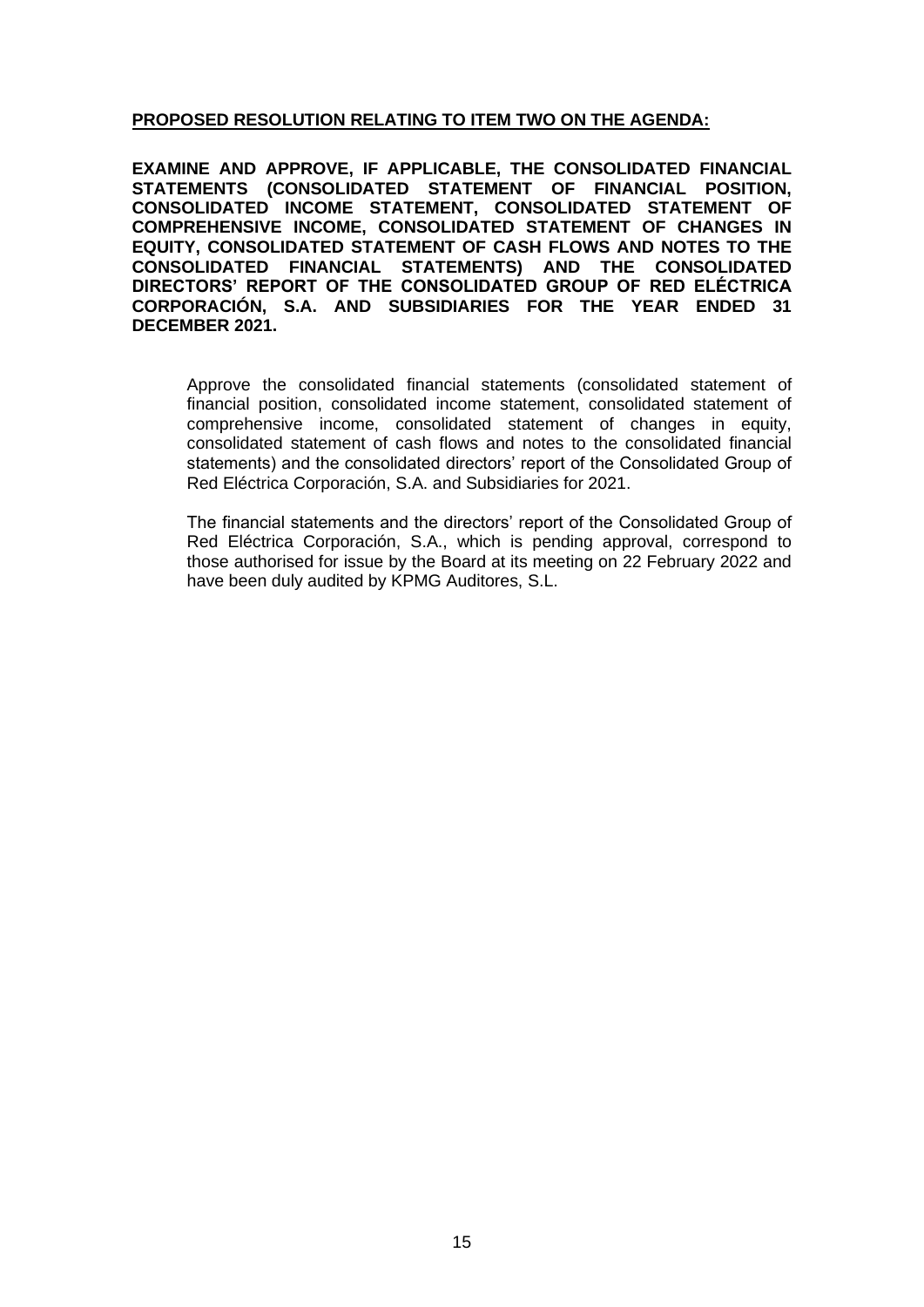**PROPOSED RESOLUTION RELATING TO ITEM TWO ON THE AGENDA:**

**EXAMINE AND APPROVE, IF APPLICABLE, THE CONSOLIDATED FINANCIAL STATEMENTS (CONSOLIDATED STATEMENT OF FINANCIAL POSITION, CONSOLIDATED INCOME STATEMENT, CONSOLIDATED STATEMENT OF COMPREHENSIVE INCOME, CONSOLIDATED STATEMENT OF CHANGES IN EQUITY, CONSOLIDATED STATEMENT OF CASH FLOWS AND NOTES TO THE CONSOLIDATED FINANCIAL STATEMENTS) AND THE CONSOLIDATED DIRECTORS' REPORT OF THE CONSOLIDATED GROUP OF RED ELÉCTRICA CORPORACIÓN, S.A. AND SUBSIDIARIES FOR THE YEAR ENDED 31 DECEMBER 2021.**

Approve the consolidated financial statements (consolidated statement of financial position, consolidated income statement, consolidated statement of comprehensive income, consolidated statement of changes in equity, consolidated statement of cash flows and notes to the consolidated financial statements) and the consolidated directors' report of the Consolidated Group of Red Eléctrica Corporación, S.A. and Subsidiaries for 2021.

The financial statements and the directors' report of the Consolidated Group of Red Eléctrica Corporación, S.A., which is pending approval, correspond to those authorised for issue by the Board at its meeting on 22 February 2022 and have been duly audited by KPMG Auditores, S.L.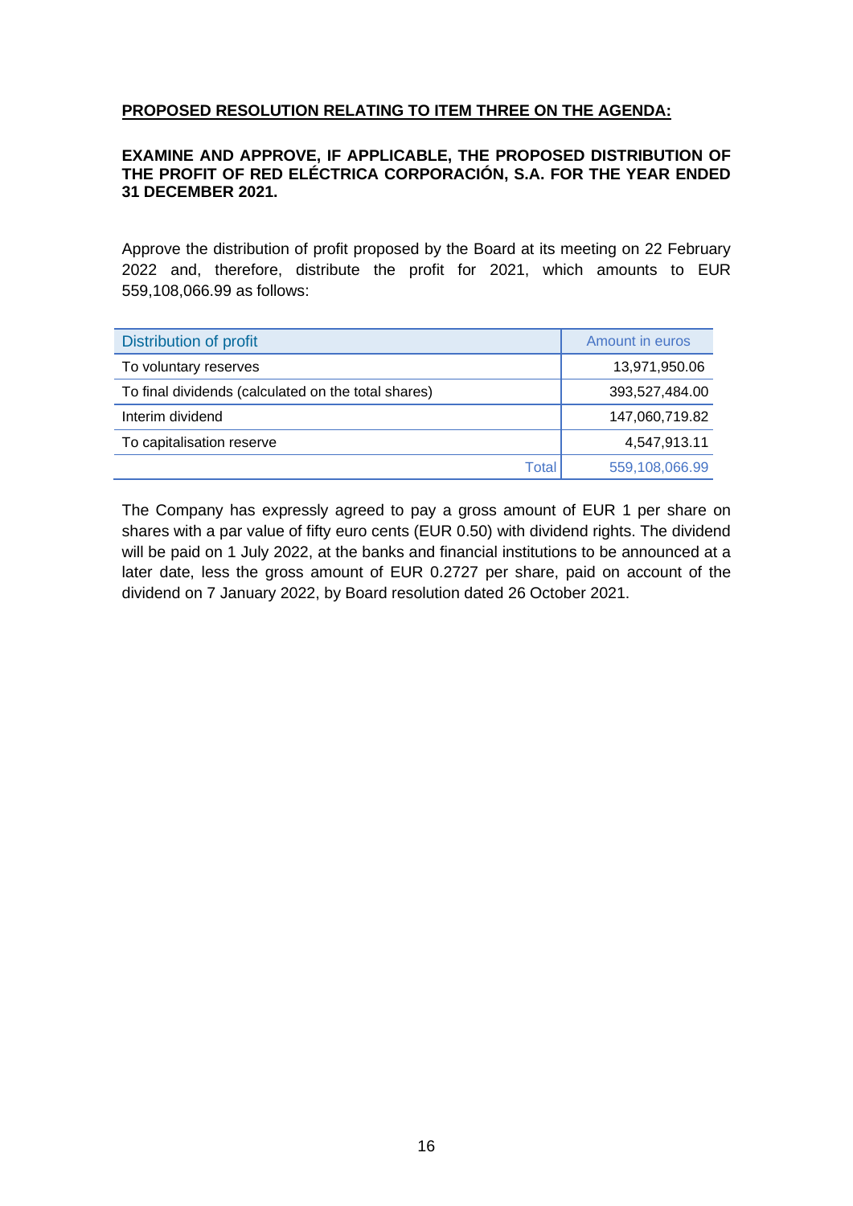**PROPOSED RESOLUTION RELATING TO ITEM THREE ON THE AGENDA:**

**EXAMINE AND APPROVE, IF APPLICABLE, THE PROPOSED DISTRIBUTION OF THE PROFIT OF RED ELÉCTRICA CORPORACIÓN, S.A. FOR THE YEAR ENDED 31 DECEMBER 2021.**

Approve the distribution of profit proposed by the Board at its meeting on 22 February 2022 and, therefore, distribute the profit for 2021, which amounts to EUR 559,108,066.99 as follows:

| Distribution of profit | Amount in euros |
|---|---|
| To voluntary reserves | 13,971,950.06 |
| To final dividends (calculated on the total shares) | 393,527,484.00 |
| Interim dividend | 147,060,719.82 |
| To capitalisation reserve | 4,547,913.11 |
| Total | 559,108,066.99 |

The Company has expressly agreed to pay a gross amount of EUR 1 per share on shares with a par value of fifty euro cents (EUR 0.50) with dividend rights. The dividend will be paid on 1 July 2022, at the banks and financial institutions to be announced at a later date, less the gross amount of EUR 0.2727 per share, paid on account of the dividend on 7 January 2022, by Board resolution dated 26 October 2021.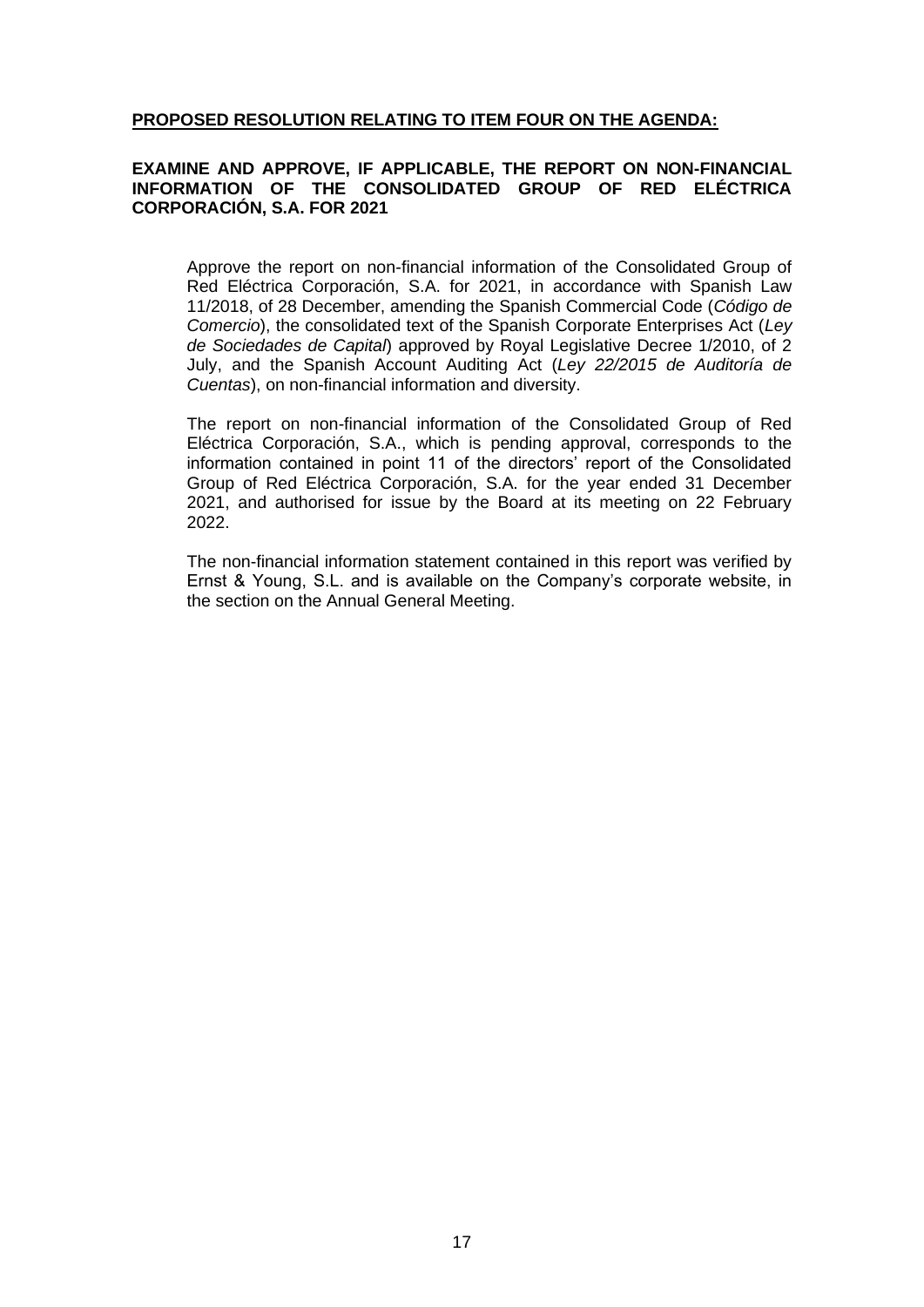**PROPOSED RESOLUTION RELATING TO ITEM FOUR ON THE AGENDA:**

**EXAMINE AND APPROVE, IF APPLICABLE, THE REPORT ON NON-FINANCIAL INFORMATION OF THE CONSOLIDATED GROUP OF RED ELÉCTRICA CORPORACIÓN, S.A. FOR 2021**

Approve the report on non-financial information of the Consolidated Group of Red Eléctrica Corporación, S.A. for 2021, in accordance with Spanish Law 11/2018, of 28 December, amending the Spanish Commercial Code (*Código de Comercio*), the consolidated text of the Spanish Corporate Enterprises Act (*Ley de Sociedades de Capital*) approved by Royal Legislative Decree 1/2010, of 2 July, and the Spanish Account Auditing Act (*Ley 22/2015 de Auditoría de Cuentas*), on non-financial information and diversity.

The report on non-financial information of the Consolidated Group of Red Eléctrica Corporación, S.A., which is pending approval, corresponds to the information contained in point 11 of the directors' report of the Consolidated Group of Red Eléctrica Corporación, S.A. for the year ended 31 December 2021, and authorised for issue by the Board at its meeting on 22 February 2022.

The non-financial information statement contained in this report was verified by Ernst & Young, S.L. and is available on the Company's corporate website, in the section on the Annual General Meeting.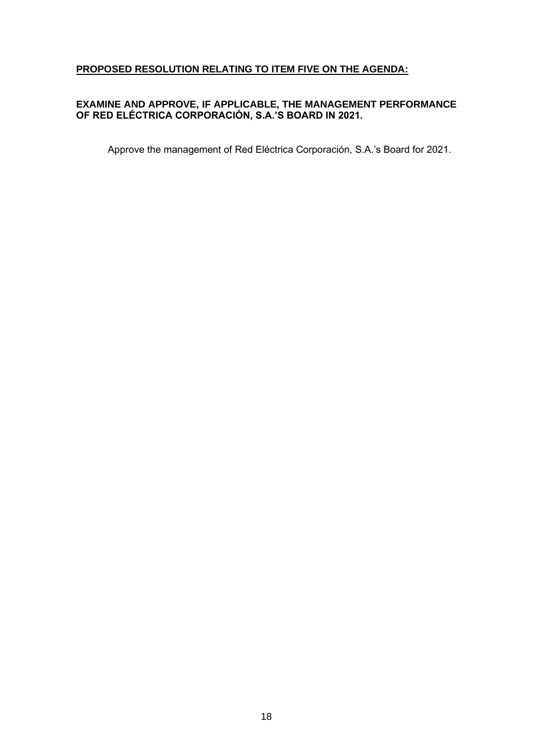## **PROPOSED RESOLUTION RELATING TO ITEM FIVE ON THE AGENDA:**

### **EXAMINE AND APPROVE, IF APPLICABLE, THE MANAGEMENT PERFORMANCE OF RED ELÉCTRICA CORPORACIÓN, S.A.'S BOARD IN 2021.**

Approve the management of Red Eléctrica Corporación, S.A.'s Board for 2021.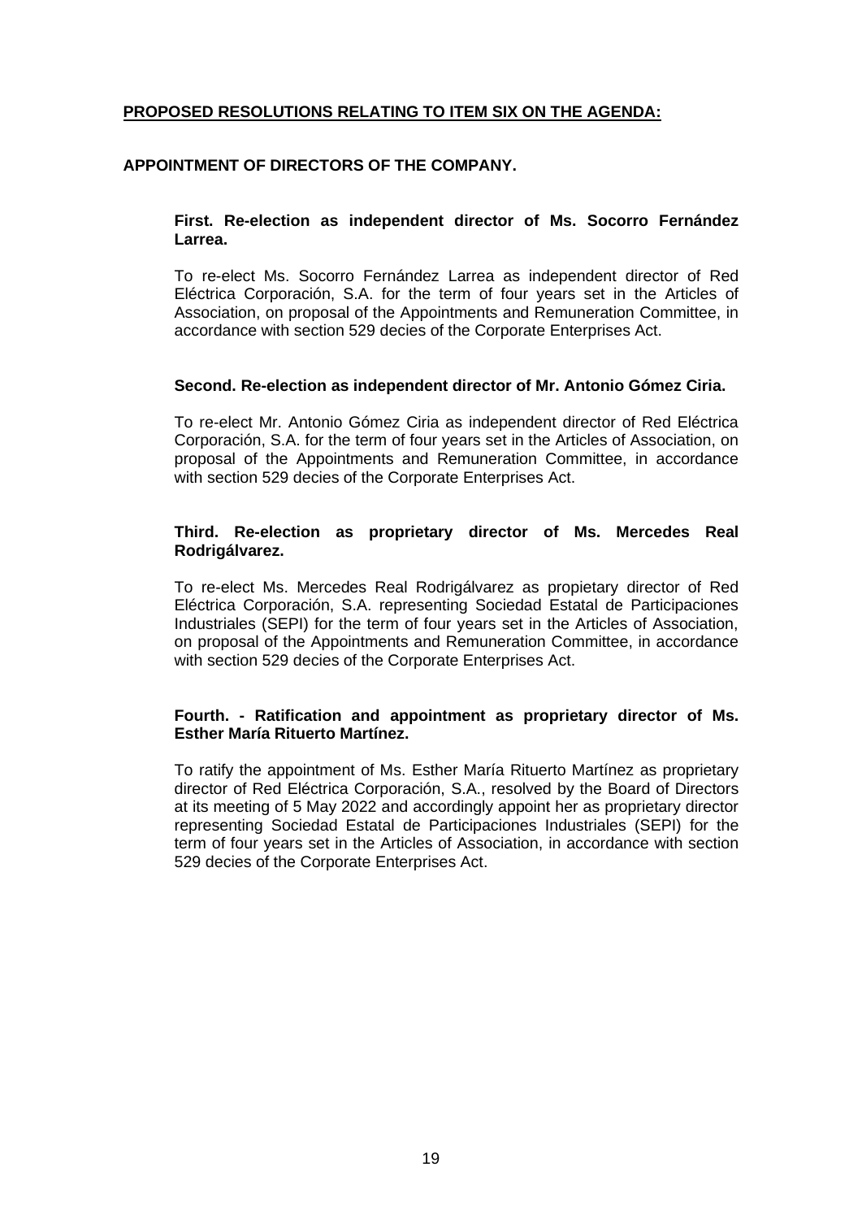**PROPOSED RESOLUTIONS RELATING TO ITEM SIX ON THE AGENDA:**

**APPOINTMENT OF DIRECTORS OF THE COMPANY.**

**First. Re-election as independent director of Ms. Socorro Fernández Larrea.**

To re-elect Ms. Socorro Fernández Larrea as independent director of Red Eléctrica Corporación, S.A. for the term of four years set in the Articles of Association, on proposal of the Appointments and Remuneration Committee, in accordance with section 529 decies of the Corporate Enterprises Act.

**Second. Re-election as independent director of Mr. Antonio Gómez Ciria.**

To re-elect Mr. Antonio Gómez Ciria as independent director of Red Eléctrica Corporación, S.A. for the term of four years set in the Articles of Association, on proposal of the Appointments and Remuneration Committee, in accordance with section 529 decies of the Corporate Enterprises Act.

**Third. Re-election as proprietary director of Ms. Mercedes Real Rodrigálvarez.**

To re-elect Ms. Mercedes Real Rodrigálvarez as propietary director of Red Eléctrica Corporación, S.A. representing Sociedad Estatal de Participaciones Industriales (SEPI) for the term of four years set in the Articles of Association, on proposal of the Appointments and Remuneration Committee, in accordance with section 529 decies of the Corporate Enterprises Act.

**Fourth. - Ratification and appointment as proprietary director of Ms. Esther María Rituerto Martínez.**

To ratify the appointment of Ms. Esther María Rituerto Martínez as proprietary director of Red Eléctrica Corporación, S.A., resolved by the Board of Directors at its meeting of 5 May 2022 and accordingly appoint her as proprietary director representing Sociedad Estatal de Participaciones Industriales (SEPI) for the term of four years set in the Articles of Association, in accordance with section 529 decies of the Corporate Enterprises Act.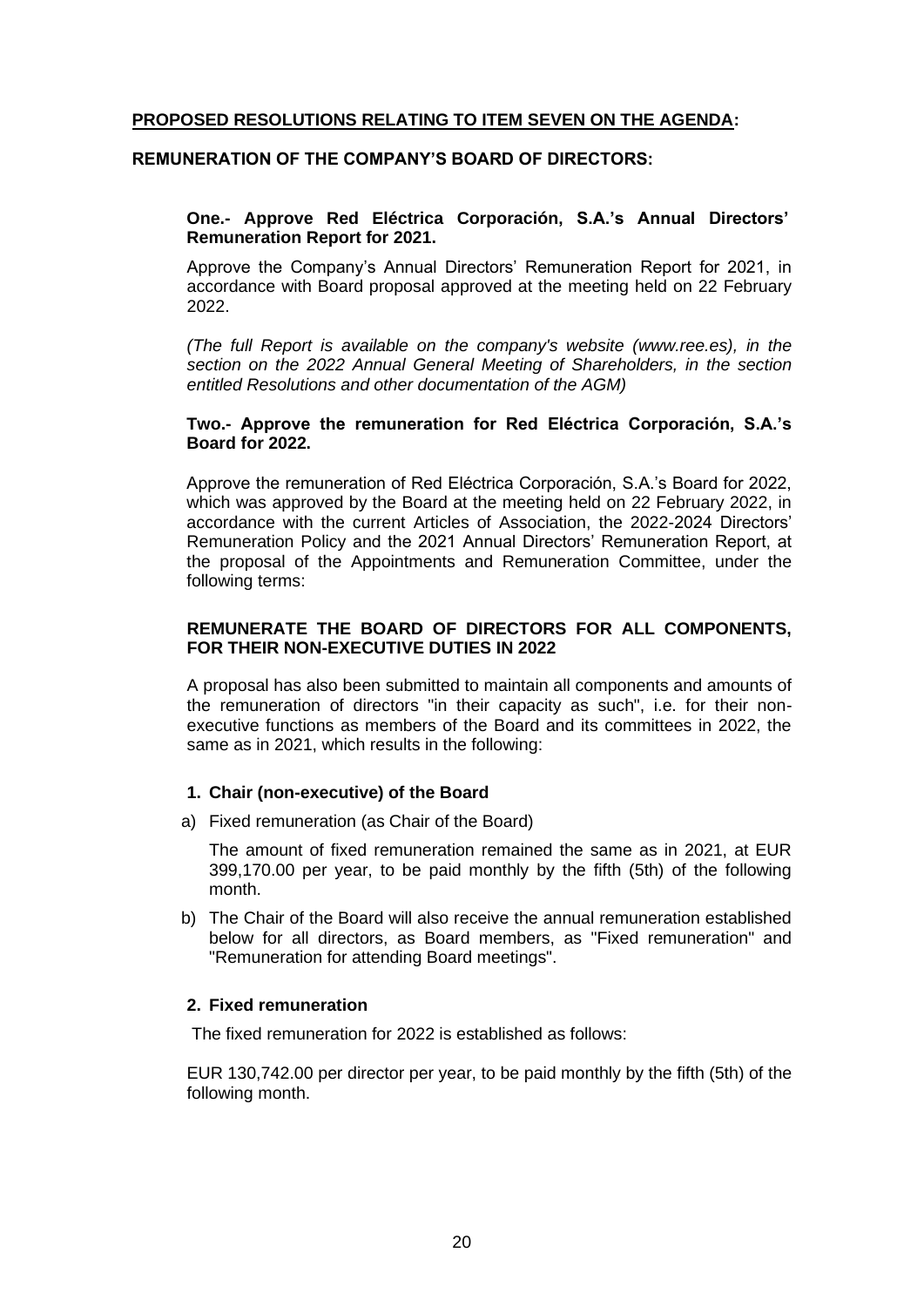**PROPOSED RESOLUTIONS RELATING TO ITEM SEVEN ON THE AGENDA:**

**REMUNERATION OF THE COMPANY'S BOARD OF DIRECTORS:**

**One.- Approve Red Eléctrica Corporación, S.A.'s Annual Directors' Remuneration Report for 2021.**

Approve the Company's Annual Directors' Remuneration Report for 2021, in accordance with Board proposal approved at the meeting held on 22 February 2022.

*(The full Report is available on the company's website (www.ree.es), in the section on the 2022 Annual General Meeting of Shareholders, in the section entitled Resolutions and other documentation of the AGM)*

**Two.- Approve the remuneration for Red Eléctrica Corporación, S.A.'s Board for 2022.**

Approve the remuneration of Red Eléctrica Corporación, S.A.'s Board for 2022, which was approved by the Board at the meeting held on 22 February 2022, in accordance with the current Articles of Association, the 2022-2024 Directors' Remuneration Policy and the 2021 Annual Directors' Remuneration Report, at the proposal of the Appointments and Remuneration Committee, under the following terms:

**REMUNERATE THE BOARD OF DIRECTORS FOR ALL COMPONENTS, FOR THEIR NON-EXECUTIVE DUTIES IN 2022**

A proposal has also been submitted to maintain all components and amounts of the remuneration of directors "in their capacity as such", i.e. for their non-executive functions as members of the Board and its committees in 2022, the same as in 2021, which results in the following:

**1. Chair (non-executive) of the Board**

a) Fixed remuneration (as Chair of the Board)

The amount of fixed remuneration remained the same as in 2021, at EUR 399,170.00 per year, to be paid monthly by the fifth (5th) of the following month.

b) The Chair of the Board will also receive the annual remuneration established below for all directors, as Board members, as "Fixed remuneration" and "Remuneration for attending Board meetings".

**2. Fixed remuneration**

The fixed remuneration for 2022 is established as follows:

EUR 130,742.00 per director per year, to be paid monthly by the fifth (5th) of the following month.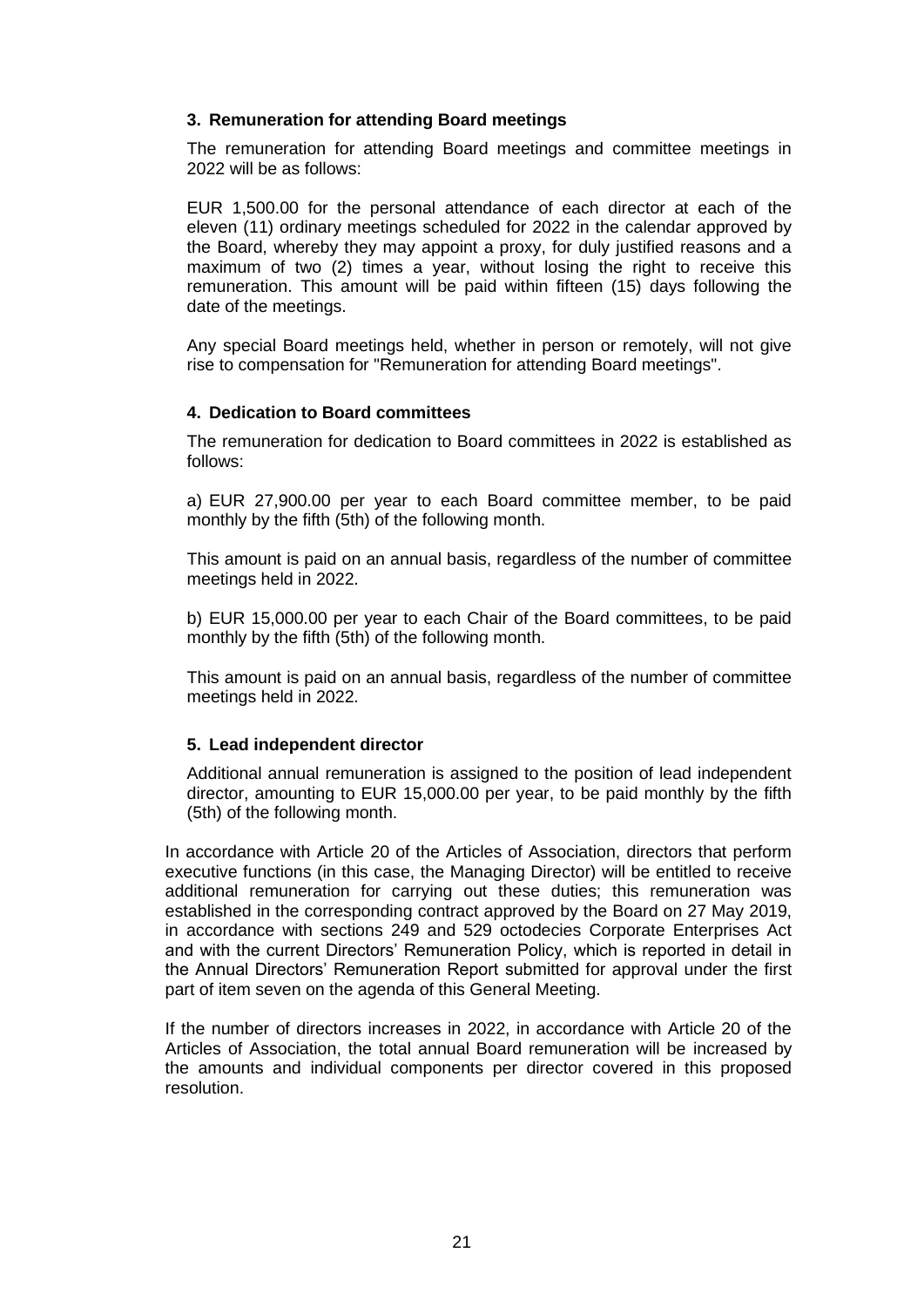### 3. Remuneration for attending Board meetings

The remuneration for attending Board meetings and committee meetings in 2022 will be as follows:

EUR 1,500.00 for the personal attendance of each director at each of the eleven (11) ordinary meetings scheduled for 2022 in the calendar approved by the Board, whereby they may appoint a proxy, for duly justified reasons and a maximum of two (2) times a year, without losing the right to receive this remuneration. This amount will be paid within fifteen (15) days following the date of the meetings.

Any special Board meetings held, whether in person or remotely, will not give rise to compensation for "Remuneration for attending Board meetings".

### 4. Dedication to Board committees

The remuneration for dedication to Board committees in 2022 is established as follows:

a) EUR 27,900.00 per year to each Board committee member, to be paid monthly by the fifth (5th) of the following month.

This amount is paid on an annual basis, regardless of the number of committee meetings held in 2022.

b) EUR 15,000.00 per year to each Chair of the Board committees, to be paid monthly by the fifth (5th) of the following month.

This amount is paid on an annual basis, regardless of the number of committee meetings held in 2022.

### 5. Lead independent director

Additional annual remuneration is assigned to the position of lead independent director, amounting to EUR 15,000.00 per year, to be paid monthly by the fifth (5th) of the following month.

In accordance with Article 20 of the Articles of Association, directors that perform executive functions (in this case, the Managing Director) will be entitled to receive additional remuneration for carrying out these duties; this remuneration was established in the corresponding contract approved by the Board on 27 May 2019, in accordance with sections 249 and 529 octodecies Corporate Enterprises Act and with the current Directors' Remuneration Policy, which is reported in detail in the Annual Directors' Remuneration Report submitted for approval under the first part of item seven on the agenda of this General Meeting.

If the number of directors increases in 2022, in accordance with Article 20 of the Articles of Association, the total annual Board remuneration will be increased by the amounts and individual components per director covered in this proposed resolution.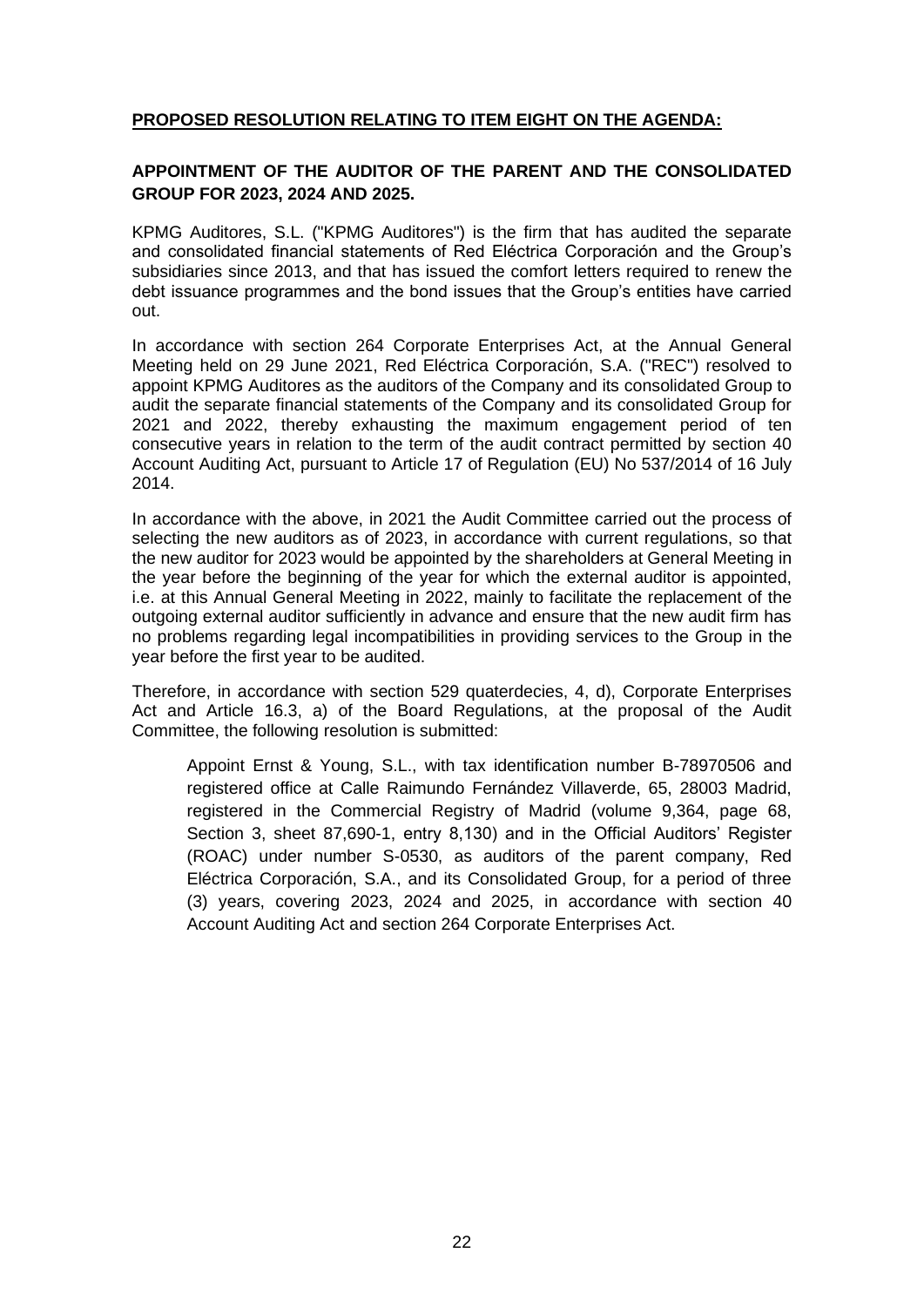**PROPOSED RESOLUTION RELATING TO ITEM EIGHT ON THE AGENDA:**

**APPOINTMENT OF THE AUDITOR OF THE PARENT AND THE CONSOLIDATED GROUP FOR 2023, 2024 AND 2025.**

KPMG Auditores, S.L. ("KPMG Auditores") is the firm that has audited the separate and consolidated financial statements of Red Eléctrica Corporación and the Group's subsidiaries since 2013, and that has issued the comfort letters required to renew the debt issuance programmes and the bond issues that the Group's entities have carried out.

In accordance with section 264 Corporate Enterprises Act, at the Annual General Meeting held on 29 June 2021, Red Eléctrica Corporación, S.A. ("REC") resolved to appoint KPMG Auditores as the auditors of the Company and its consolidated Group to audit the separate financial statements of the Company and its consolidated Group for 2021 and 2022, thereby exhausting the maximum engagement period of ten consecutive years in relation to the term of the audit contract permitted by section 40 Account Auditing Act, pursuant to Article 17 of Regulation (EU) No 537/2014 of 16 July 2014.

In accordance with the above, in 2021 the Audit Committee carried out the process of selecting the new auditors as of 2023, in accordance with current regulations, so that the new auditor for 2023 would be appointed by the shareholders at General Meeting in the year before the beginning of the year for which the external auditor is appointed, i.e. at this Annual General Meeting in 2022, mainly to facilitate the replacement of the outgoing external auditor sufficiently in advance and ensure that the new audit firm has no problems regarding legal incompatibilities in providing services to the Group in the year before the first year to be audited.

Therefore, in accordance with section 529 quaterdecies, 4, d), Corporate Enterprises Act and Article 16.3, a) of the Board Regulations, at the proposal of the Audit Committee, the following resolution is submitted:

> Appoint Ernst & Young, S.L., with tax identification number B-78970506 and registered office at Calle Raimundo Fernández Villaverde, 65, 28003 Madrid, registered in the Commercial Registry of Madrid (volume 9,364, page 68, Section 3, sheet 87,690-1, entry 8,130) and in the Official Auditors' Register (ROAC) under number S-0530, as auditors of the parent company, Red Eléctrica Corporación, S.A., and its Consolidated Group, for a period of three (3) years, covering 2023, 2024 and 2025, in accordance with section 40 Account Auditing Act and section 264 Corporate Enterprises Act.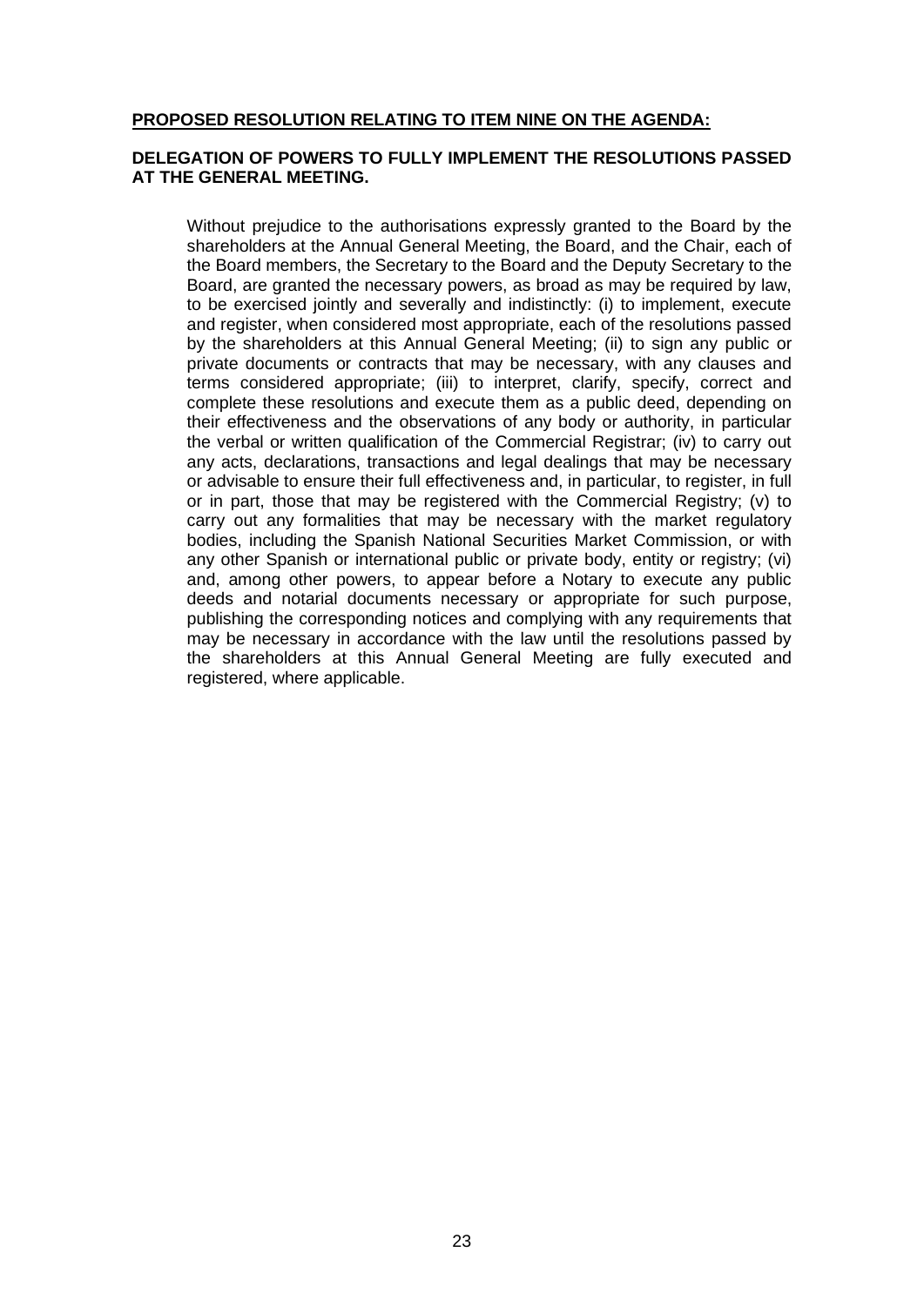**PROPOSED RESOLUTION RELATING TO ITEM NINE ON THE AGENDA:**

**DELEGATION OF POWERS TO FULLY IMPLEMENT THE RESOLUTIONS PASSED AT THE GENERAL MEETING.**

Without prejudice to the authorisations expressly granted to the Board by the shareholders at the Annual General Meeting, the Board, and the Chair, each of the Board members, the Secretary to the Board and the Deputy Secretary to the Board, are granted the necessary powers, as broad as may be required by law, to be exercised jointly and severally and indistinctly: (i) to implement, execute and register, when considered most appropriate, each of the resolutions passed by the shareholders at this Annual General Meeting; (ii) to sign any public or private documents or contracts that may be necessary, with any clauses and terms considered appropriate; (iii) to interpret, clarify, specify, correct and complete these resolutions and execute them as a public deed, depending on their effectiveness and the observations of any body or authority, in particular the verbal or written qualification of the Commercial Registrar; (iv) to carry out any acts, declarations, transactions and legal dealings that may be necessary or advisable to ensure their full effectiveness and, in particular, to register, in full or in part, those that may be registered with the Commercial Registry; (v) to carry out any formalities that may be necessary with the market regulatory bodies, including the Spanish National Securities Market Commission, or with any other Spanish or international public or private body, entity or registry; (vi) and, among other powers, to appear before a Notary to execute any public deeds and notarial documents necessary or appropriate for such purpose, publishing the corresponding notices and complying with any requirements that may be necessary in accordance with the law until the resolutions passed by the shareholders at this Annual General Meeting are fully executed and registered, where applicable.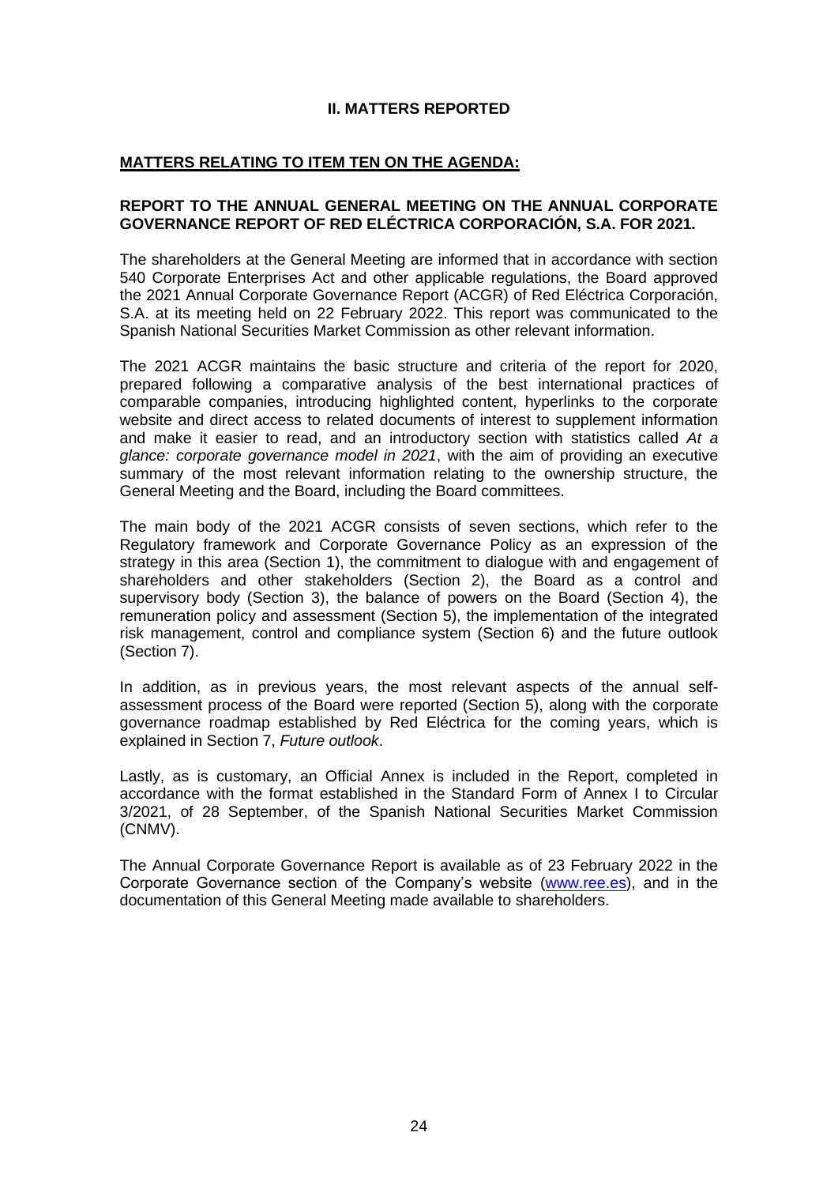## II. MATTERS REPORTED

### MATTERS RELATING TO ITEM TEN ON THE AGENDA:

### REPORT TO THE ANNUAL GENERAL MEETING ON THE ANNUAL CORPORATE GOVERNANCE REPORT OF RED ELÉCTRICA CORPORACIÓN, S.A. FOR 2021.

The shareholders at the General Meeting are informed that in accordance with section 540 Corporate Enterprises Act and other applicable regulations, the Board approved the 2021 Annual Corporate Governance Report (ACGR) of Red Eléctrica Corporación, S.A. at its meeting held on 22 February 2022. This report was communicated to the Spanish National Securities Market Commission as other relevant information.

The 2021 ACGR maintains the basic structure and criteria of the report for 2020, prepared following a comparative analysis of the best international practices of comparable companies, introducing highlighted content, hyperlinks to the corporate website and direct access to related documents of interest to supplement information and make it easier to read, and an introductory section with statistics called *At a glance: corporate governance model in 2021*, with the aim of providing an executive summary of the most relevant information relating to the ownership structure, the General Meeting and the Board, including the Board committees.

The main body of the 2021 ACGR consists of seven sections, which refer to the Regulatory framework and Corporate Governance Policy as an expression of the strategy in this area (Section 1), the commitment to dialogue with and engagement of shareholders and other stakeholders (Section 2), the Board as a control and supervisory body (Section 3), the balance of powers on the Board (Section 4), the remuneration policy and assessment (Section 5), the implementation of the integrated risk management, control and compliance system (Section 6) and the future outlook (Section 7).

In addition, as in previous years, the most relevant aspects of the annual self-assessment process of the Board were reported (Section 5), along with the corporate governance roadmap established by Red Eléctrica for the coming years, which is explained in Section 7, *Future outlook*.

Lastly, as is customary, an Official Annex is included in the Report, completed in accordance with the format established in the Standard Form of Annex I to Circular 3/2021, of 28 September, of the Spanish National Securities Market Commission (CNMV).

The Annual Corporate Governance Report is available as of 23 February 2022 in the Corporate Governance section of the Company's website (www.ree.es), and in the documentation of this General Meeting made available to shareholders.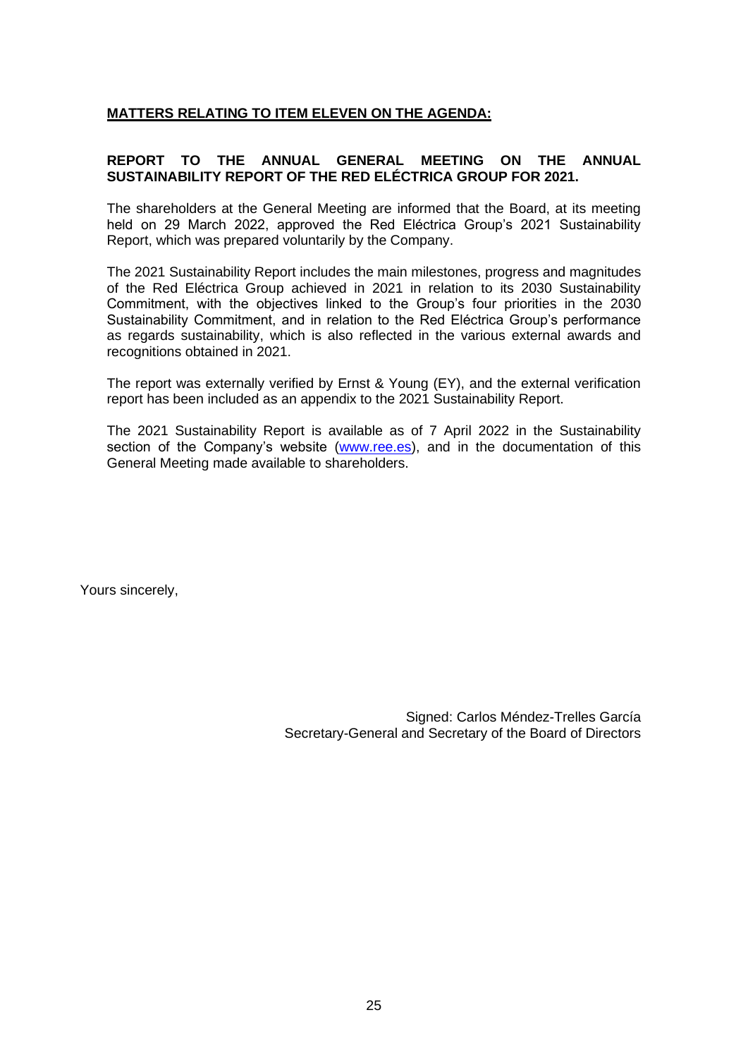**MATTERS RELATING TO ITEM ELEVEN ON THE AGENDA:**

**REPORT TO THE ANNUAL GENERAL MEETING ON THE ANNUAL SUSTAINABILITY REPORT OF THE RED ELÉCTRICA GROUP FOR 2021.**

The shareholders at the General Meeting are informed that the Board, at its meeting held on 29 March 2022, approved the Red Eléctrica Group's 2021 Sustainability Report, which was prepared voluntarily by the Company.

The 2021 Sustainability Report includes the main milestones, progress and magnitudes of the Red Eléctrica Group achieved in 2021 in relation to its 2030 Sustainability Commitment, with the objectives linked to the Group's four priorities in the 2030 Sustainability Commitment, and in relation to the Red Eléctrica Group's performance as regards sustainability, which is also reflected in the various external awards and recognitions obtained in 2021.

The report was externally verified by Ernst & Young (EY), and the external verification report has been included as an appendix to the 2021 Sustainability Report.

The 2021 Sustainability Report is available as of 7 April 2022 in the Sustainability section of the Company's website (www.ree.es), and in the documentation of this General Meeting made available to shareholders.

Yours sincerely,

Signed: Carlos Méndez-Trelles García
Secretary-General and Secretary of the Board of Directors